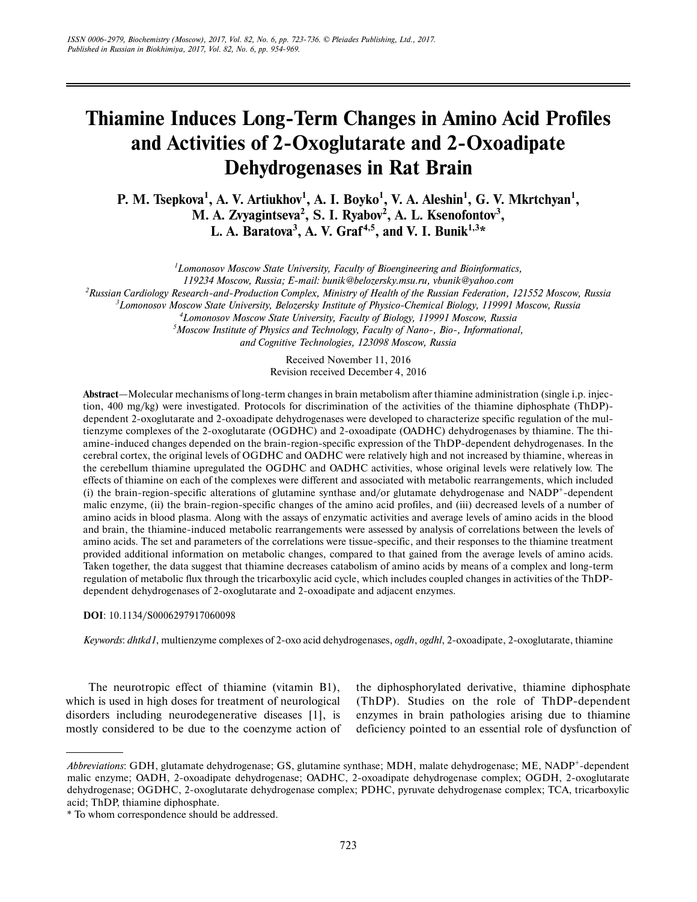# Thiamine Induces Long-Term Changes in Amino Acid Profiles and Activities of 2-Oxoglutarate and 2-Oxoadipate Dehydrogenases in Rat Brain

**P. M. Tsepkova[1], A. V. Artiukhov[1], A. I. Boyko[1], V. A. Aleshin[1], G. V. Mkrtchyan[1], M. A. Zvyagintseva[2], S. I. Ryabov[2], A. L. Ksenofontov[3], L. A. Baratova[3], A. V. Graf[4,5], and V. I. Bunik[1,3]***

[1]Lomonosov Moscow State University, Faculty of Bioengineering and Bioinformatics, 119234 Moscow, Russia; E-mail: bunik@belozersky.msu.ru, vbunik@yahoo.com

[2]Russian Cardiology Research-and-Production Complex, Ministry of Health of the Russian Federation, 121552 Moscow, Russia

[3]Lomonosov Moscow State University, Belozersky Institute of Physico-Chemical Biology, 119991 Moscow, Russia

[4]Lomonosov Moscow State University, Faculty of Biology, 119991 Moscow, Russia

[5]Moscow Institute of Physics and Technology, Faculty of Nano-, Bio-, Informational, and Cognitive Technologies, 123098 Moscow, Russia

Received November 11, 2016
Revision received December 4, 2016

**Abstract**—Molecular mechanisms of long-term changes in brain metabolism after thiamine administration (single i.p. injection, 400 mg/kg) were investigated. Protocols for discrimination of the activities of the thiamine diphosphate (ThDP)-dependent 2-oxoglutarate and 2-oxoadipate dehydrogenases were developed to characterize specific regulation of the multienzyme complexes of the 2-oxoglutarate (OGDHC) and 2-oxoadipate (OADHC) dehydrogenases by thiamine. The thiamine-induced changes depended on the brain-region-specific expression of the ThDP-dependent dehydrogenases. In the cerebral cortex, the original levels of OGDHC and OADHC were relatively high and not increased by thiamine, whereas in the cerebellum thiamine upregulated the OGDHC and OADHC activities, whose original levels were relatively low. The effects of thiamine on each of the complexes were different and associated with metabolic rearrangements, which included (i) the brain-region-specific alterations of glutamine synthase and/or glutamate dehydrogenase and $NADP^+$-dependent malic enzyme, (ii) the brain-region-specific changes of the amino acid profiles, and (iii) decreased levels of a number of amino acids in blood plasma. Along with the assays of enzymatic activities and average levels of amino acids in the blood and brain, the thiamine-induced metabolic rearrangements were assessed by analysis of correlations between the levels of amino acids. The set and parameters of the correlations were tissue-specific, and their responses to the thiamine treatment provided additional information on metabolic changes, compared to that gained from the average levels of amino acids. Taken together, the data suggest that thiamine decreases catabolism of amino acids by means of a complex and long-term regulation of metabolic flux through the tricarboxylic acid cycle, which includes coupled changes in activities of the ThDP-dependent dehydrogenases of 2-oxoglutarate and 2-oxoadipate and adjacent enzymes.

**DOI**: 10.1134/S0006297917060098

*Keywords*: *dhtkd1*, multienzyme complexes of 2-oxo acid dehydrogenases, *ogdh*, *ogdhl*, 2-oxoadipate, 2-oxoglutarate, thiamine

The neurotropic effect of thiamine (vitamin B1), which is used in high doses for treatment of neurological disorders including neurodegenerative diseases [1], is mostly considered to be due to the coenzyme action of the diphosphorylated derivative, thiamine diphosphate (ThDP). Studies on the role of ThDP-dependent enzymes in brain pathologies arising due to thiamine deficiency pointed to an essential role of dysfunction of

*Abbreviations*: GDH, glutamate dehydrogenase; GS, glutamine synthase; MDH, malate dehydrogenase; ME, $NADP^+$-dependent malic enzyme; OADH, 2-oxoadipate dehydrogenase; OADHC, 2-oxoadipate dehydrogenase complex; OGDH, 2-oxoglutarate dehydrogenase; OGDHC, 2-oxoglutarate dehydrogenase complex; PDHC, pyruvate dehydrogenase complex; TCA, tricarboxylic acid; ThDP, thiamine diphosphate.

\* To whom correspondence should be addressed.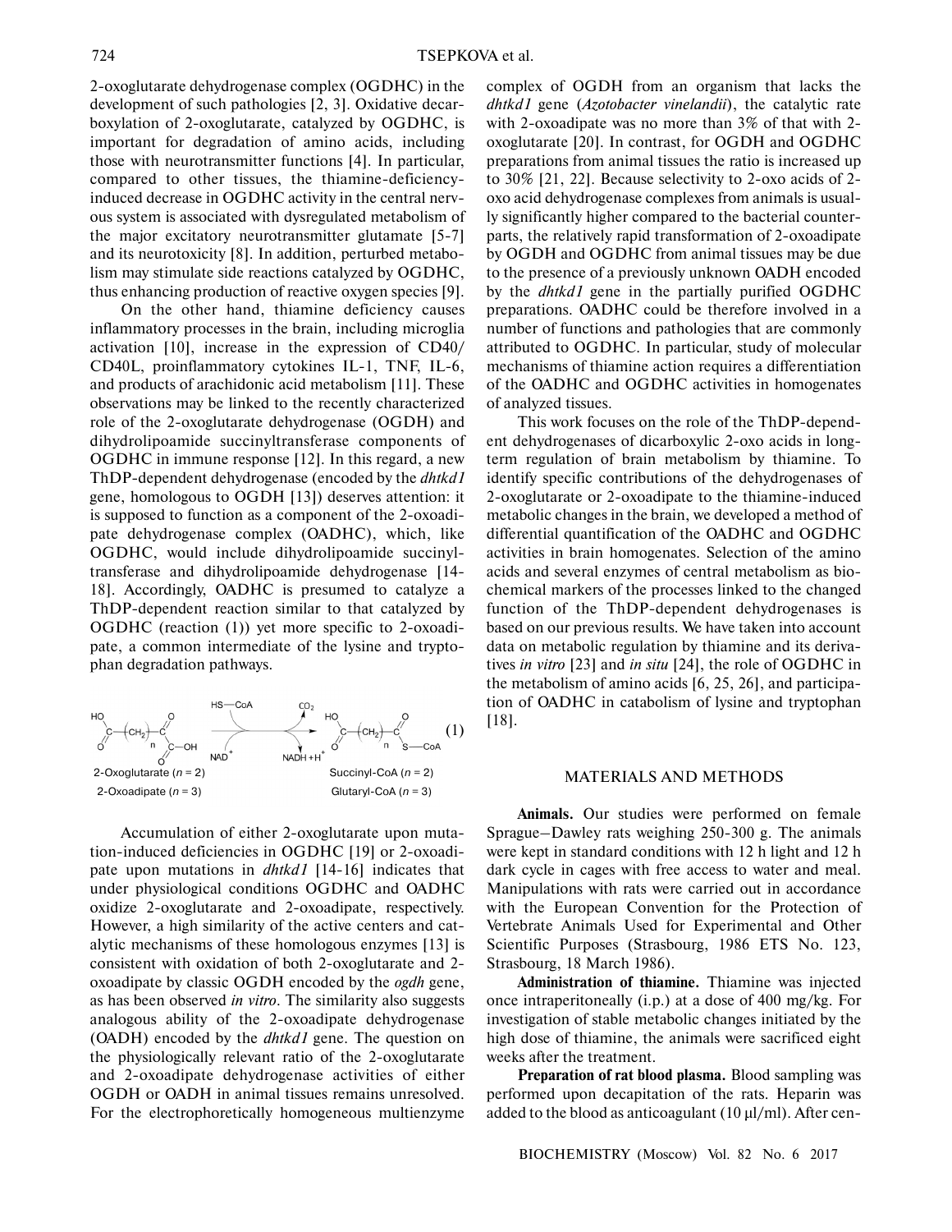2-oxoglutarate dehydrogenase complex (OGDHC) in the development of such pathologies [2, 3]. Oxidative decarboxylation of 2-oxoglutarate, catalyzed by OGDHC, is important for degradation of amino acids, including those with neurotransmitter functions [4]. In particular, compared to other tissues, the thiamine-deficiency-induced decrease in OGDHC activity in the central nervous system is associated with dysregulated metabolism of the major excitatory neurotransmitter glutamate [5-7] and its neurotoxicity [8]. In addition, perturbed metabolism may stimulate side reactions catalyzed by OGDHC, thus enhancing production of reactive oxygen species [9].

On the other hand, thiamine deficiency causes inflammatory processes in the brain, including microglia activation [10], increase in the expression of CD40/CD40L, proinflammatory cytokines IL-1, TNF, IL-6, and products of arachidonic acid metabolism [11]. These observations may be linked to the recently characterized role of the 2-oxoglutarate dehydrogenase (OGDH) and dihydrolipoamide succinyltransferase components of OGDHC in immune response [12]. In this regard, a new ThDP-dependent dehydrogenase (encoded by the *dhtkd1* gene, homologous to OGDH [13]) deserves attention: it is supposed to function as a component of the 2-oxoadipate dehydrogenase complex (OADHC), which, like OGDHC, would include dihydrolipoamide succinyltransferase and dihydrolipoamide dehydrogenase [14-18]. Accordingly, OADHC is presumed to catalyze a ThDP-dependent reaction similar to that catalyzed by OGDHC (reaction (1)) yet more specific to 2-oxoadipate, a common intermediate of the lysine and tryptophan degradation pathways.

$$\mathrm{HOOC{-}(CH_2)_n{-}CO{-}COOH} + \mathrm{HS{-}CoA} + \mathrm{NAD^+} \rightarrow \mathrm{HOOC{-}(CH_2)_n{-}CO{-}S{-}CoA} + \mathrm{CO_2} + \mathrm{NADH} + \mathrm{H^+} \quad (1)$$

2-Oxoglutarate ($n$ = 2) → Succinyl-CoA ($n$ = 2)

2-Oxoadipate ($n$ = 3) → Glutaryl-CoA ($n$ = 3)

Accumulation of either 2-oxoglutarate upon mutation-induced deficiencies in OGDHC [19] or 2-oxoadipate upon mutations in *dhtkd1* [14-16] indicates that under physiological conditions OGDHC and OADHC oxidize 2-oxoglutarate and 2-oxoadipate, respectively. However, a high similarity of the active centers and catalytic mechanisms of these homologous enzymes [13] is consistent with oxidation of both 2-oxoglutarate and 2-oxoadipate by classic OGDH encoded by the *ogdh* gene, as has been observed *in vitro*. The similarity also suggests analogous ability of the 2-oxoadipate dehydrogenase (OADH) encoded by the *dhtkd1* gene. The question on the physiologically relevant ratio of the 2-oxoglutarate and 2-oxoadipate dehydrogenase activities of either OGDH or OADH in animal tissues remains unresolved. For the electrophoretically homogeneous multienzyme complex of OGDH from an organism that lacks the *dhtkd1* gene (*Azotobacter vinelandii*), the catalytic rate with 2-oxoadipate was no more than 3% of that with 2-oxoglutarate [20]. In contrast, for OGDH and OGDHC preparations from animal tissues the ratio is increased up to 30% [21, 22]. Because selectivity to 2-oxo acids of 2-oxo acid dehydrogenase complexes from animals is usually significantly higher compared to the bacterial counterparts, the relatively rapid transformation of 2-oxoadipate by OGDH and OGDHC from animal tissues may be due to the presence of a previously unknown OADH encoded by the *dhtkd1* gene in the partially purified OGDHC preparations. OADHC could be therefore involved in a number of functions and pathologies that are commonly attributed to OGDHC. In particular, study of molecular mechanisms of thiamine action requires a differentiation of the OADHC and OGDHC activities in homogenates of analyzed tissues.

This work focuses on the role of the ThDP-dependent dehydrogenases of dicarboxylic 2-oxo acids in long-term regulation of brain metabolism by thiamine. To identify specific contributions of the dehydrogenases of 2-oxoglutarate or 2-oxoadipate to the thiamine-induced metabolic changes in the brain, we developed a method of differential quantification of the OADHC and OGDHC activities in brain homogenates. Selection of the amino acids and several enzymes of central metabolism as biochemical markers of the processes linked to the changed function of the ThDP-dependent dehydrogenases is based on our previous results. We have taken into account data on metabolic regulation by thiamine and its derivatives *in vitro* [23] and *in situ* [24], the role of OGDHC in the metabolism of amino acids [6, 25, 26], and participation of OADHC in catabolism of lysine and tryptophan [18].

## MATERIALS AND METHODS

**Animals.** Our studies were performed on female Sprague–Dawley rats weighing 250-300 g. The animals were kept in standard conditions with 12 h light and 12 h dark cycle in cages with free access to water and meal. Manipulations with rats were carried out in accordance with the European Convention for the Protection of Vertebrate Animals Used for Experimental and Other Scientific Purposes (Strasbourg, 1986 ETS No. 123, Strasbourg, 18 March 1986).

**Administration of thiamine.** Thiamine was injected once intraperitoneally (i.p.) at a dose of 400 mg/kg. For investigation of stable metabolic changes initiated by the high dose of thiamine, the animals were sacrificed eight weeks after the treatment.

**Preparation of rat blood plasma.** Blood sampling was performed upon decapitation of the rats. Heparin was added to the blood as anticoagulant (10 µl/ml). After cen-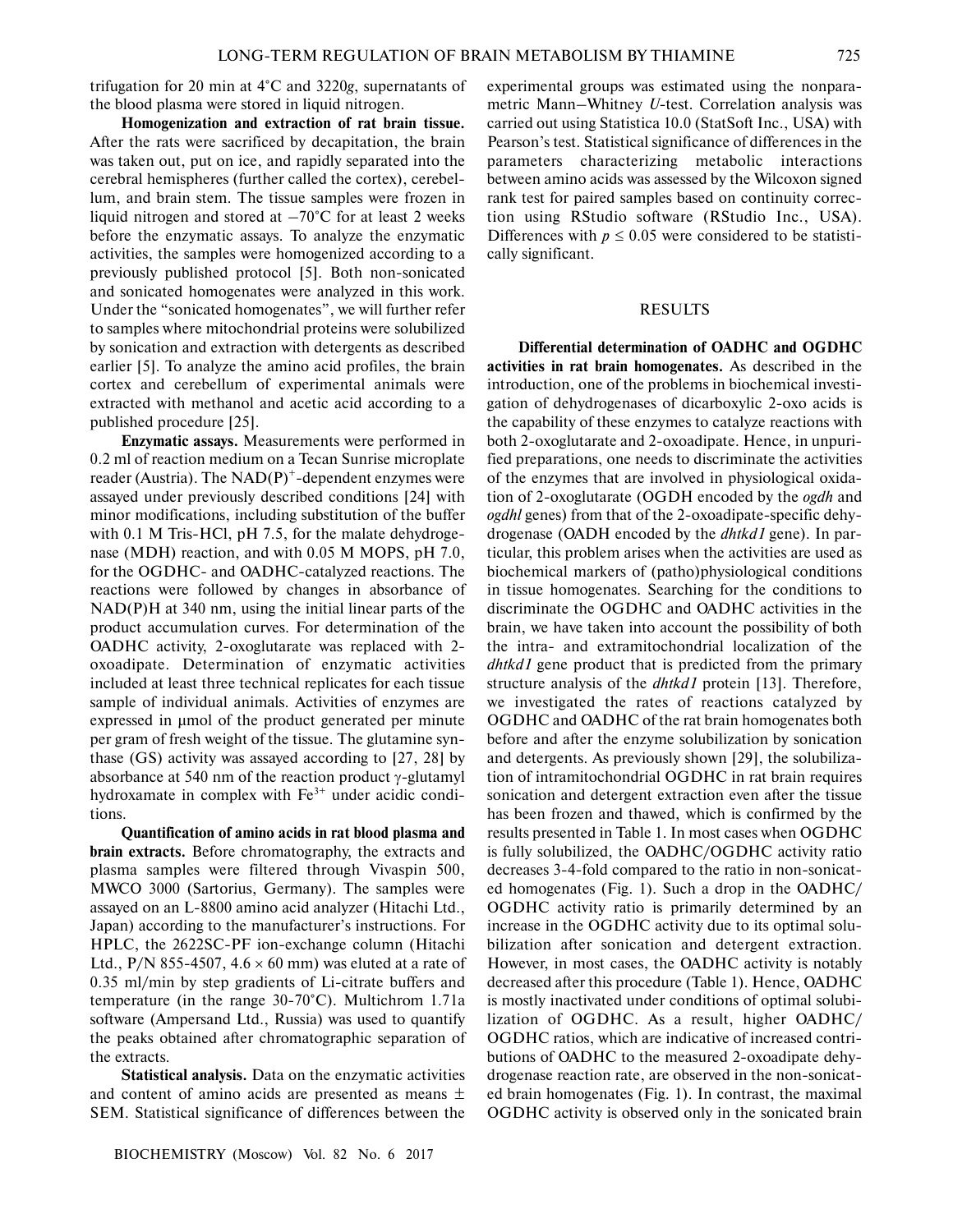trifugation for 20 min at 4°C and 3220*g*, supernatants of the blood plasma were stored in liquid nitrogen.

**Homogenization and extraction of rat brain tissue.** After the rats were sacrificed by decapitation, the brain was taken out, put on ice, and rapidly separated into the cerebral hemispheres (further called the cortex), cerebellum, and brain stem. The tissue samples were frozen in liquid nitrogen and stored at −70°C for at least 2 weeks before the enzymatic assays. To analyze the enzymatic activities, the samples were homogenized according to a previously published protocol [5]. Both non-sonicated and sonicated homogenates were analyzed in this work. Under the "sonicated homogenates", we will further refer to samples where mitochondrial proteins were solubilized by sonication and extraction with detergents as described earlier [5]. To analyze the amino acid profiles, the brain cortex and cerebellum of experimental animals were extracted with methanol and acetic acid according to a published procedure [25].

**Enzymatic assays.** Measurements were performed in 0.2 ml of reaction medium on a Tecan Sunrise microplate reader (Austria). The $NAD(P)^+$-dependent enzymes were assayed under previously described conditions [24] with minor modifications, including substitution of the buffer with 0.1 M Tris-HCl, pH 7.5, for the malate dehydrogenase (MDH) reaction, and with 0.05 M MOPS, pH 7.0, for the OGDHC- and OADHC-catalyzed reactions. The reactions were followed by changes in absorbance of NAD(P)H at 340 nm, using the initial linear parts of the product accumulation curves. For determination of the OADHC activity, 2-oxoglutarate was replaced with 2-oxoadipate. Determination of enzymatic activities included at least three technical replicates for each tissue sample of individual animals. Activities of enzymes are expressed in µmol of the product generated per minute per gram of fresh weight of the tissue. The glutamine synthase (GS) activity was assayed according to [27, 28] by absorbance at 540 nm of the reaction product γ-glutamyl hydroxamate in complex with $Fe^{3+}$ under acidic conditions.

**Quantification of amino acids in rat blood plasma and brain extracts.** Before chromatography, the extracts and plasma samples were filtered through Vivaspin 500, MWCO 3000 (Sartorius, Germany). The samples were assayed on an L-8800 amino acid analyzer (Hitachi Ltd., Japan) according to the manufacturer's instructions. For HPLC, the 2622SC-PF ion-exchange column (Hitachi Ltd., P/N 855-4507, 4.6 × 60 mm) was eluted at a rate of 0.35 ml/min by step gradients of Li-citrate buffers and temperature (in the range 30-70°C). Multichrom 1.71a software (Ampersand Ltd., Russia) was used to quantify the peaks obtained after chromatographic separation of the extracts.

**Statistical analysis.** Data on the enzymatic activities and content of amino acids are presented as means ± SEM. Statistical significance of differences between the experimental groups was estimated using the nonparametric Mann–Whitney *U*-test. Correlation analysis was carried out using Statistica 10.0 (StatSoft Inc., USA) with Pearson's test. Statistical significance of differences in the parameters characterizing metabolic interactions between amino acids was assessed by the Wilcoxon signed rank test for paired samples based on continuity correction using RStudio software (RStudio Inc., USA). Differences with $p \leq 0.05$ were considered to be statistically significant.

## RESULTS

**Differential determination of OADHC and OGDHC activities in rat brain homogenates.** As described in the introduction, one of the problems in biochemical investigation of dehydrogenases of dicarboxylic 2-oxo acids is the capability of these enzymes to catalyze reactions with both 2-oxoglutarate and 2-oxoadipate. Hence, in unpurified preparations, one needs to discriminate the activities of the enzymes that are involved in physiological oxidation of 2-oxoglutarate (OGDH encoded by the *ogdh* and *ogdhl* genes) from that of the 2-oxoadipate-specific dehydrogenase (OADH encoded by the *dhtkd1* gene). In particular, this problem arises when the activities are used as biochemical markers of (patho)physiological conditions in tissue homogenates. Searching for the conditions to discriminate the OGDHC and OADHC activities in the brain, we have taken into account the possibility of both the intra- and extramitochondrial localization of the *dhtkd1* gene product that is predicted from the primary structure analysis of the *dhtkd1* protein [13]. Therefore, we investigated the rates of reactions catalyzed by OGDHC and OADHC of the rat brain homogenates both before and after the enzyme solubilization by sonication and detergents. As previously shown [29], the solubilization of intramitochondrial OGDHC in rat brain requires sonication and detergent extraction even after the tissue has been frozen and thawed, which is confirmed by the results presented in Table 1. In most cases when OGDHC is fully solubilized, the OADHC/OGDHC activity ratio decreases 3-4-fold compared to the ratio in non-sonicated homogenates (Fig. 1). Such a drop in the OADHC/OGDHC activity ratio is primarily determined by an increase in the OGDHC activity due to its optimal solubilization after sonication and detergent extraction. However, in most cases, the OADHC activity is notably decreased after this procedure (Table 1). Hence, OADHC is mostly inactivated under conditions of optimal solubilization of OGDHC. As a result, higher OADHC/OGDHC ratios, which are indicative of increased contributions of OADHC to the measured 2-oxoadipate dehydrogenase reaction rate, are observed in the non-sonicated brain homogenates (Fig. 1). In contrast, the maximal OGDHC activity is observed only in the sonicated brain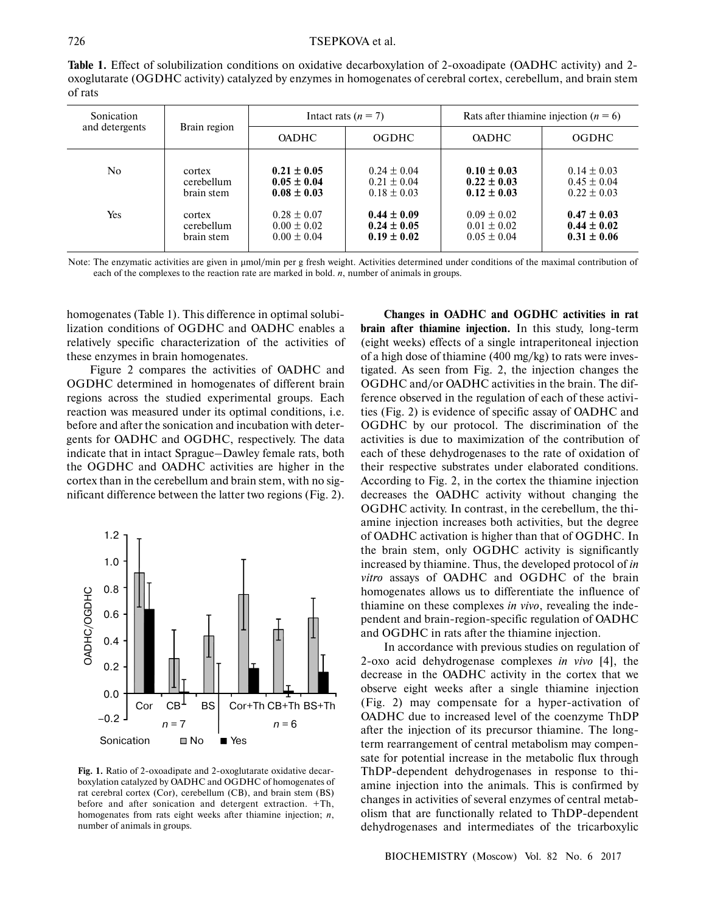**Table 1.** Effect of solubilization conditions on oxidative decarboxylation of 2-oxoadipate (OADHC activity) and 2-oxoglutarate (OGDHC activity) catalyzed by enzymes in homogenates of cerebral cortex, cerebellum, and brain stem of rats

| Sonication and detergents | Brain region | Intact rats ($n$ = 7) | | Rats after thiamine injection ($n$ = 6) | |
|---|---|---|---|---|---|
| | | OADHC | OGDHC | OADHC | OGDHC |
| No | cortex | **0.21 ± 0.05** | 0.24 ± 0.04 | **0.10 ± 0.03** | 0.14 ± 0.03 |
| | cerebellum | **0.05 ± 0.04** | 0.21 ± 0.04 | **0.22 ± 0.03** | 0.45 ± 0.04 |
| | brain stem | **0.08 ± 0.03** | 0.18 ± 0.03 | **0.12 ± 0.03** | 0.22 ± 0.03 |
| Yes | cortex | 0.28 ± 0.07 | **0.44 ± 0.09** | 0.09 ± 0.02 | **0.47 ± 0.03** |
| | cerebellum | 0.00 ± 0.02 | **0.24 ± 0.05** | 0.01 ± 0.02 | **0.44 ± 0.02** |
| | brain stem | 0.00 ± 0.04 | **0.19 ± 0.02** | 0.05 ± 0.04 | **0.31 ± 0.06** |

Note: The enzymatic activities are given in μmol/min per g fresh weight. Activities determined under conditions of the maximal contribution of each of the complexes to the reaction rate are marked in bold. $n$, number of animals in groups.

homogenates (Table 1). This difference in optimal solubilization conditions of OGDHC and OADHC enables a relatively specific characterization of the activities of these enzymes in brain homogenates.

Figure 2 compares the activities of OADHC and OGDHC determined in homogenates of different brain regions across the studied experimental groups. Each reaction was measured under its optimal conditions, i.e. before and after the sonication and incubation with detergents for OADHC and OGDHC, respectively. The data indicate that in intact Sprague–Dawley female rats, both the OGDHC and OADHC activities are higher in the cortex than in the cerebellum and brain stem, with no significant difference between the latter two regions (Fig. 2).

**Fig. 1.** Ratio of 2-oxoadipate and 2-oxoglutarate oxidative decarboxylation catalyzed by OADHC and OGDHC of homogenates of rat cerebral cortex (Cor), cerebellum (CB), and brain stem (BS) before and after sonication and detergent extraction. +Th, homogenates from rats eight weeks after thiamine injection; $n$, number of animals in groups.

**Changes in OADHC and OGDHC activities in rat brain after thiamine injection.** In this study, long-term (eight weeks) effects of a single intraperitoneal injection of a high dose of thiamine (400 mg/kg) to rats were investigated. As seen from Fig. 2, the injection changes the OGDHC and/or OADHC activities in the brain. The difference observed in the regulation of each of these activities (Fig. 2) is evidence of specific assay of OADHC and OGDHC by our protocol. The discrimination of the activities is due to maximization of the contribution of each of these dehydrogenases to the rate of oxidation of their respective substrates under elaborated conditions. According to Fig. 2, in the cortex the thiamine injection decreases the OADHC activity without changing the OGDHC activity. In contrast, in the cerebellum, the thiamine injection increases both activities, but the degree of OADHC activation is higher than that of OGDHC. In the brain stem, only OGDHC activity is significantly increased by thiamine. Thus, the developed protocol of *in vitro* assays of OADHC and OGDHC of the brain homogenates allows us to differentiate the influence of thiamine on these complexes *in vivo*, revealing the independent and brain-region-specific regulation of OADHC and OGDHC in rats after the thiamine injection.

In accordance with previous studies on regulation of 2-oxo acid dehydrogenase complexes *in vivo* [4], the decrease in the OADHC activity in the cortex that we observe eight weeks after a single thiamine injection (Fig. 2) may compensate for a hyper-activation of OADHC due to increased level of the coenzyme ThDP after the injection of its precursor thiamine. The long-term rearrangement of central metabolism may compensate for potential increase in the metabolic flux through ThDP-dependent dehydrogenases in response to thiamine injection into the animals. This is confirmed by changes in activities of several enzymes of central metabolism that are functionally related to ThDP-dependent dehydrogenases and intermediates of the tricarboxylic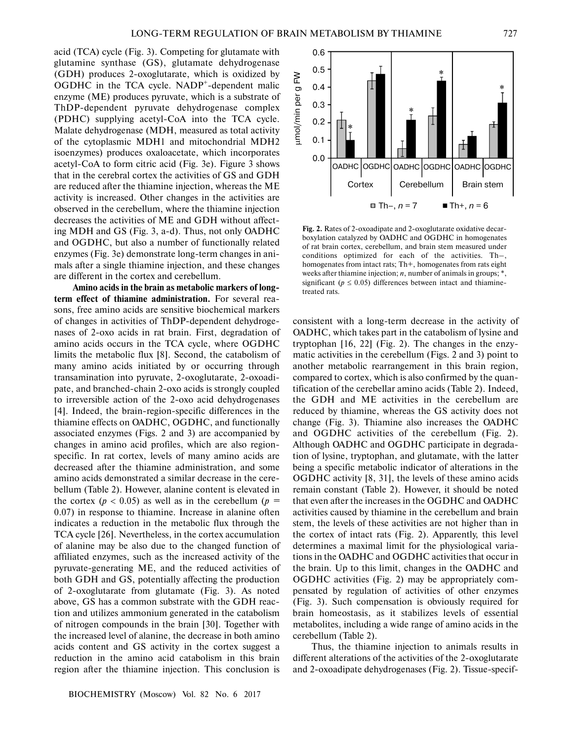acid (TCA) cycle (Fig. 3). Competing for glutamate with glutamine synthase (GS), glutamate dehydrogenase (GDH) produces 2-oxoglutarate, which is oxidized by OGDHC in the TCA cycle. $NADP^+$-dependent malic enzyme (ME) produces pyruvate, which is a substrate of ThDP-dependent pyruvate dehydrogenase complex (PDHC) supplying acetyl-CoA into the TCA cycle. Malate dehydrogenase (MDH, measured as total activity of the cytoplasmic MDH1 and mitochondrial MDH2 isoenzymes) produces oxaloacetate, which incorporates acetyl-CoA to form citric acid (Fig. 3e). Figure 3 shows that in the cerebral cortex the activities of GS and GDH are reduced after the thiamine injection, whereas the ME activity is increased. Other changes in the activities are observed in the cerebellum, where the thiamine injection decreases the activities of ME and GDH without affecting MDH and GS (Fig. 3, a-d). Thus, not only OADHC and OGDHC, but also a number of functionally related enzymes (Fig. 3e) demonstrate long-term changes in animals after a single thiamine injection, and these changes are different in the cortex and cerebellum.

**Amino acids in the brain as metabolic markers of long-term effect of thiamine administration.** For several reasons, free amino acids are sensitive biochemical markers of changes in activities of ThDP-dependent dehydrogenases of 2-oxo acids in rat brain. First, degradation of amino acids occurs in the TCA cycle, where OGDHC limits the metabolic flux [8]. Second, the catabolism of many amino acids initiated by or occurring through transamination into pyruvate, 2-oxoglutarate, 2-oxoadipate, and branched-chain 2-oxo acids is strongly coupled to irreversible action of the 2-oxo acid dehydrogenases [4]. Indeed, the brain-region-specific differences in the thiamine effects on OADHC, OGDHC, and functionally associated enzymes (Figs. 2 and 3) are accompanied by changes in amino acid profiles, which are also region-specific. In rat cortex, levels of many amino acids are decreased after the thiamine administration, and some amino acids demonstrated a similar decrease in the cerebellum (Table 2). However, alanine content is elevated in the cortex ($p < 0.05$) as well as in the cerebellum ($p = 0.07$) in response to thiamine. Increase in alanine often indicates a reduction in the metabolic flux through the TCA cycle [26]. Nevertheless, in the cortex accumulation of alanine may be also due to the changed function of affiliated enzymes, such as the increased activity of the pyruvate-generating ME, and the reduced activities of both GDH and GS, potentially affecting the production of 2-oxoglutarate from glutamate (Fig. 3). As noted above, GS has a common substrate with the GDH reaction and utilizes ammonium generated in the catabolism of nitrogen compounds in the brain [30]. Together with the increased level of alanine, the decrease in both amino acids content and GS activity in the cortex suggest a reduction in the amino acid catabolism in this brain region after the thiamine injection. This conclusion is

**Fig. 2.** Rates of 2-oxoadipate and 2-oxoglutarate oxidative decarboxylation catalyzed by OADHC and OGDHC in homogenates of rat brain cortex, cerebellum, and brain stem measured under conditions optimized for each of the activities. Th–, homogenates from intact rats; Th+, homogenates from rats eight weeks after thiamine injection; *n*, number of animals in groups; *, significant ($p \le 0.05$) differences between intact and thiamine-treated rats.

consistent with a long-term decrease in the activity of OADHC, which takes part in the catabolism of lysine and tryptophan [16, 22] (Fig. 2). The changes in the enzymatic activities in the cerebellum (Figs. 2 and 3) point to another metabolic rearrangement in this brain region, compared to cortex, which is also confirmed by the quantification of the cerebellar amino acids (Table 2). Indeed, the GDH and ME activities in the cerebellum are reduced by thiamine, whereas the GS activity does not change (Fig. 3). Thiamine also increases the OADHC and OGDHC activities of the cerebellum (Fig. 2). Although OADHC and OGDHC participate in degradation of lysine, tryptophan, and glutamate, with the latter being a specific metabolic indicator of alterations in the OGDHC activity [8, 31], the levels of these amino acids remain constant (Table 2). However, it should be noted that even after the increases in the OGDHC and OADHC activities caused by thiamine in the cerebellum and brain stem, the levels of these activities are not higher than in the cortex of intact rats (Fig. 2). Apparently, this level determines a maximal limit for the physiological variations in the OADHC and OGDHC activities that occur in the brain. Up to this limit, changes in the OADHC and OGDHC activities (Fig. 2) may be appropriately compensated by regulation of activities of other enzymes (Fig. 3). Such compensation is obviously required for brain homeostasis, as it stabilizes levels of essential metabolites, including a wide range of amino acids in the cerebellum (Table 2).

Thus, the thiamine injection to animals results in different alterations of the activities of the 2-oxoglutarate and 2-oxoadipate dehydrogenases (Fig. 2). Tissue-specif-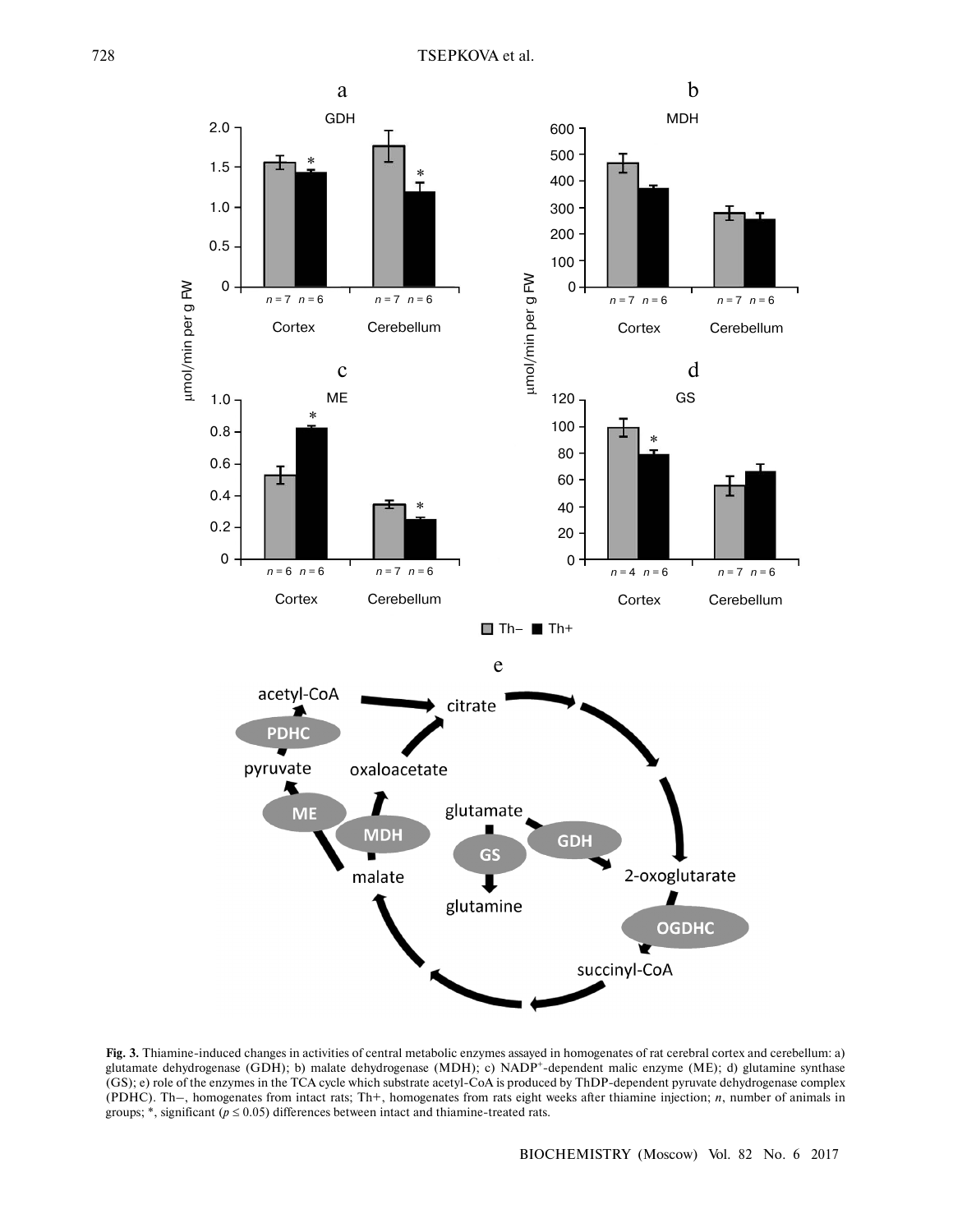Fig. 3. Thiamine-induced changes in activities of central metabolic enzymes assayed in homogenates of rat cerebral cortex and cerebellum: a) glutamate dehydrogenase (GDH); b) malate dehydrogenase (MDH); c) $NADP^+$-dependent malic enzyme (ME); d) glutamine synthase (GS); e) role of the enzymes in the TCA cycle which substrate acetyl-CoA is produced by ThDP-dependent pyruvate dehydrogenase complex (PDHC). Th–, homogenates from intact rats; Th+, homogenates from rats eight weeks after thiamine injection; *n*, number of animals in groups; *, significant ($p \leq 0.05$) differences between intact and thiamine-treated rats.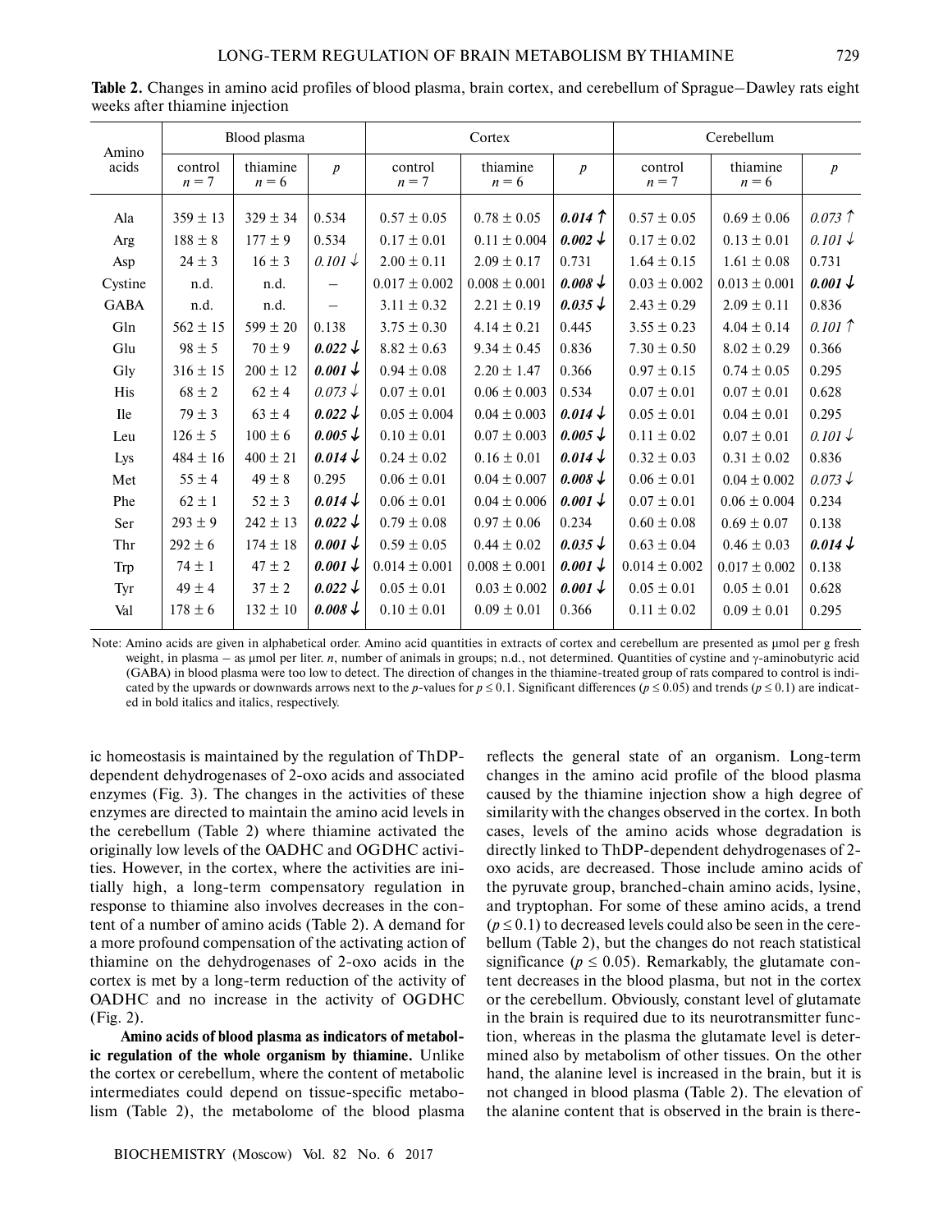**Table 2.** Changes in amino acid profiles of blood plasma, brain cortex, and cerebellum of Sprague–Dawley rats eight weeks after thiamine injection

| Amino acids | Blood plasma | | | Cortex | | | Cerebellum | | |
|---|---|---|---|---|---|---|---|---|---|
| | control $n = 7$ | thiamine $n = 6$ | $p$ | control $n = 7$ | thiamine $n = 6$ | $p$ | control $n = 7$ | thiamine $n = 6$ | $p$ |
| Ala | 359 ± 13 | 329 ± 34 | 0.534 | 0.57 ± 0.05 | 0.78 ± 0.05 | ***0.014 ↑*** | 0.57 ± 0.05 | 0.69 ± 0.06 | *0.073 ↑* |
| Arg | 188 ± 8 | 177 ± 9 | 0.534 | 0.17 ± 0.01 | 0.11 ± 0.004 | ***0.002 ↓*** | 0.17 ± 0.02 | 0.13 ± 0.01 | *0.101 ↓* |
| Asp | 24 ± 3 | 16 ± 3 | *0.101 ↓* | 2.00 ± 0.11 | 2.09 ± 0.17 | 0.731 | 1.64 ± 0.15 | 1.61 ± 0.08 | 0.731 |
| Cystine | n.d. | n.d. | – | 0.017 ± 0.002 | 0.008 ± 0.001 | ***0.008 ↓*** | 0.03 ± 0.002 | 0.013 ± 0.001 | ***0.001 ↓*** |
| GABA | n.d. | n.d. | – | 3.11 ± 0.32 | 2.21 ± 0.19 | ***0.035 ↓*** | 2.43 ± 0.29 | 2.09 ± 0.11 | 0.836 |
| Gln | 562 ± 15 | 599 ± 20 | 0.138 | 3.75 ± 0.30 | 4.14 ± 0.21 | 0.445 | 3.55 ± 0.23 | 4.04 ± 0.14 | *0.101 ↑* |
| Glu | 98 ± 5 | 70 ± 9 | ***0.022 ↓*** | 8.82 ± 0.63 | 9.34 ± 0.45 | 0.836 | 7.30 ± 0.50 | 8.02 ± 0.29 | 0.366 |
| Gly | 316 ± 15 | 200 ± 12 | ***0.001 ↓*** | 0.94 ± 0.08 | 2.20 ± 1.47 | 0.366 | 0.97 ± 0.15 | 0.74 ± 0.05 | 0.295 |
| His | 68 ± 2 | 62 ± 4 | *0.073 ↓* | 0.07 ± 0.01 | 0.06 ± 0.003 | 0.534 | 0.07 ± 0.01 | 0.07 ± 0.01 | 0.628 |
| Ile | 79 ± 3 | 63 ± 4 | ***0.022 ↓*** | 0.05 ± 0.004 | 0.04 ± 0.003 | ***0.014 ↓*** | 0.05 ± 0.01 | 0.04 ± 0.01 | 0.295 |
| Leu | 126 ± 5 | 100 ± 6 | ***0.005 ↓*** | 0.10 ± 0.01 | 0.07 ± 0.003 | ***0.005 ↓*** | 0.11 ± 0.02 | 0.07 ± 0.01 | *0.101 ↓* |
| Lys | 484 ± 16 | 400 ± 21 | ***0.014 ↓*** | 0.24 ± 0.02 | 0.16 ± 0.01 | ***0.014 ↓*** | 0.32 ± 0.03 | 0.31 ± 0.02 | 0.836 |
| Met | 55 ± 4 | 49 ± 8 | 0.295 | 0.06 ± 0.01 | 0.04 ± 0.007 | ***0.008 ↓*** | 0.06 ± 0.01 | 0.04 ± 0.002 | *0.073 ↓* |
| Phe | 62 ± 1 | 52 ± 3 | ***0.014 ↓*** | 0.06 ± 0.01 | 0.04 ± 0.006 | ***0.001 ↓*** | 0.07 ± 0.01 | 0.06 ± 0.004 | 0.234 |
| Ser | 293 ± 9 | 242 ± 13 | ***0.022 ↓*** | 0.79 ± 0.08 | 0.97 ± 0.06 | 0.234 | 0.60 ± 0.08 | 0.69 ± 0.07 | 0.138 |
| Thr | 292 ± 6 | 174 ± 18 | ***0.001 ↓*** | 0.59 ± 0.05 | 0.44 ± 0.02 | ***0.035 ↓*** | 0.63 ± 0.04 | 0.46 ± 0.03 | ***0.014 ↓*** |
| Trp | 74 ± 1 | 47 ± 2 | ***0.001 ↓*** | 0.014 ± 0.001 | 0.008 ± 0.001 | ***0.001 ↓*** | 0.014 ± 0.002 | 0.017 ± 0.002 | 0.138 |
| Tyr | 49 ± 4 | 37 ± 2 | ***0.022 ↓*** | 0.05 ± 0.01 | 0.03 ± 0.002 | ***0.001 ↓*** | 0.05 ± 0.01 | 0.05 ± 0.01 | 0.628 |
| Val | 178 ± 6 | 132 ± 10 | ***0.008 ↓*** | 0.10 ± 0.01 | 0.09 ± 0.01 | 0.366 | 0.11 ± 0.02 | 0.09 ± 0.01 | 0.295 |

Note: Amino acids are given in alphabetical order. Amino acid quantities in extracts of cortex and cerebellum are presented as μmol per g fresh weight, in plasma – as μmol per liter. $n$, number of animals in groups; n.d., not determined. Quantities of cystine and γ-aminobutyric acid (GABA) in blood plasma were too low to detect. The direction of changes in the thiamine-treated group of rats compared to control is indicated by the upwards or downwards arrows next to the $p$-values for $p \leq 0.1$. Significant differences ($p \leq 0.05$) and trends ($p \leq 0.1$) are indicated in bold italics and italics, respectively.

ic homeostasis is maintained by the regulation of ThDP-dependent dehydrogenases of 2-oxo acids and associated enzymes (Fig. 3). The changes in the activities of these enzymes are directed to maintain the amino acid levels in the cerebellum (Table 2) where thiamine activated the originally low levels of the OADHC and OGDHC activities. However, in the cortex, where the activities are initially high, a long-term compensatory regulation in response to thiamine also involves decreases in the content of a number of amino acids (Table 2). A demand for a more profound compensation of the activating action of thiamine on the dehydrogenases of 2-oxo acids in the cortex is met by a long-term reduction of the activity of OADHC and no increase in the activity of OGDHC (Fig. 2).

**Amino acids of blood plasma as indicators of metabolic regulation of the whole organism by thiamine.** Unlike the cortex or cerebellum, where the content of metabolic intermediates could depend on tissue-specific metabolism (Table 2), the metabolome of the blood plasma reflects the general state of an organism. Long-term changes in the amino acid profile of the blood plasma caused by the thiamine injection show a high degree of similarity with the changes observed in the cortex. In both cases, levels of the amino acids whose degradation is directly linked to ThDP-dependent dehydrogenases of 2-oxo acids, are decreased. Those include amino acids of the pyruvate group, branched-chain amino acids, lysine, and tryptophan. For some of these amino acids, a trend ($p \leq 0.1$) to decreased levels could also be seen in the cerebellum (Table 2), but the changes do not reach statistical significance ($p \leq 0.05$). Remarkably, the glutamate content decreases in the blood plasma, but not in the cortex or the cerebellum. Obviously, constant level of glutamate in the brain is required due to its neurotransmitter function, whereas in the plasma the glutamate level is determined also by metabolism of other tissues. On the other hand, the alanine level is increased in the brain, but it is not changed in blood plasma (Table 2). The elevation of the alanine content that is observed in the brain is there-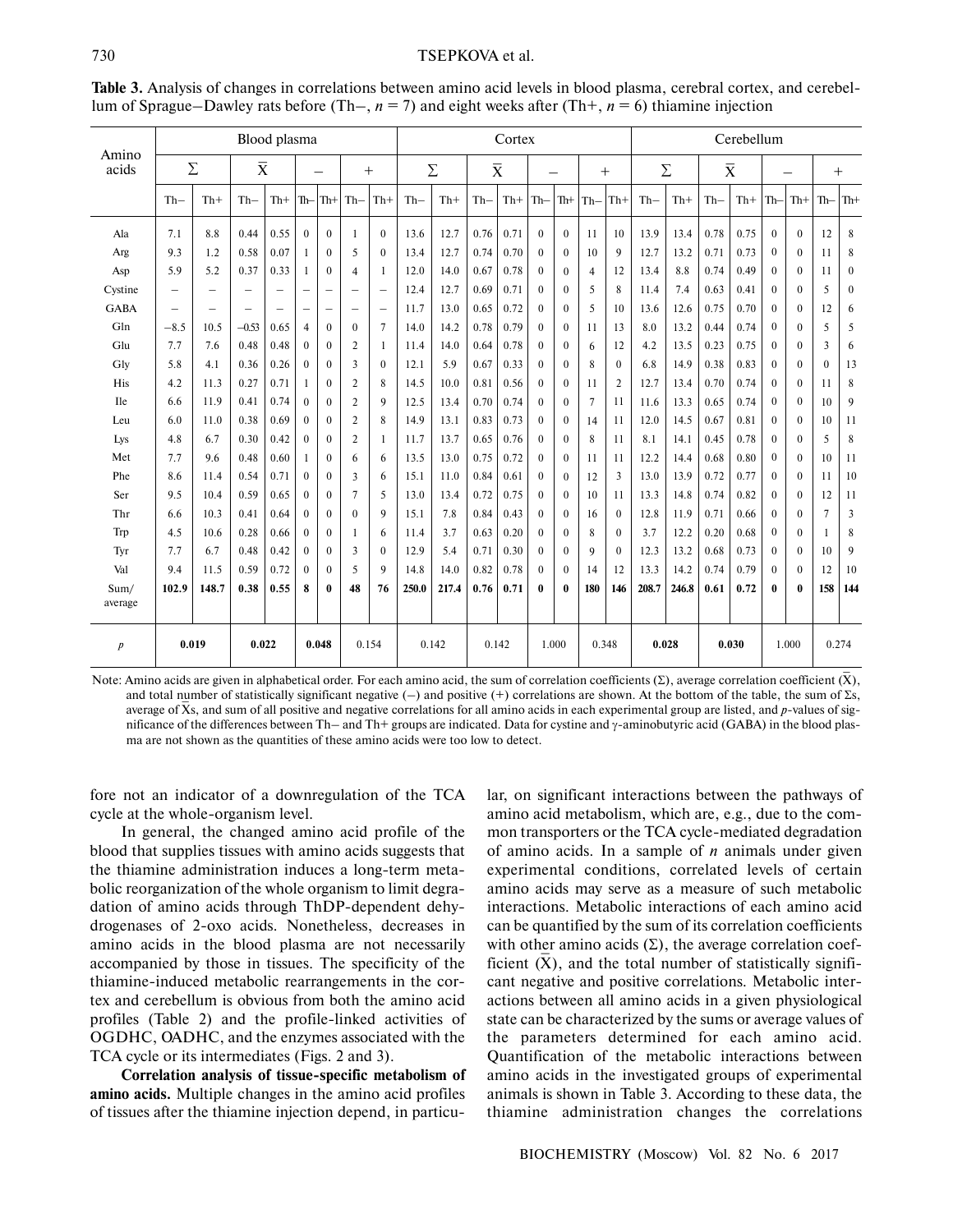**Table 3.** Analysis of changes in correlations between amino acid levels in blood plasma, cerebral cortex, and cerebellum of Sprague–Dawley rats before (Th–, $n = 7$) and eight weeks after (Th+, $n = 6$) thiamine injection

| Amino acids | Blood plasma | | | | | | | | Cortex | | | | | | | | Cerebellum | | | | | | | |
|---|---|---|---|---|---|---|---|---|---|---|---|---|---|---|---|---|---|---|---|---|---|---|---|---|
| | Σ | | $\bar{X}$ | | – | | + | | Σ | | $\bar{X}$ | | – | | + | | Σ | | $\bar{X}$ | | – | | + | |
| | Th– | Th+ | Th– | Th+ | Th– | Th+ | Th– | Th+ | Th– | Th+ | Th– | Th+ | Th– | Th+ | Th– | Th+ | Th– | Th+ | Th– | Th+ | Th– | Th+ | Th– | Th+ |
| Ala | 7.1 | 8.8 | 0.44 | 0.55 | 0 | 0 | 1 | 0 | 13.6 | 12.7 | 0.76 | 0.71 | 0 | 0 | 11 | 10 | 13.9 | 13.4 | 0.78 | 0.75 | 0 | 0 | 12 | 8 |
| Arg | 9.3 | 1.2 | 0.58 | 0.07 | 1 | 0 | 5 | 0 | 13.4 | 12.7 | 0.74 | 0.70 | 0 | 0 | 10 | 9 | 12.7 | 13.2 | 0.71 | 0.73 | 0 | 0 | 11 | 8 |
| Asp | 5.9 | 5.2 | 0.37 | 0.33 | 1 | 0 | 4 | 1 | 12.0 | 14.0 | 0.67 | 0.78 | 0 | 0 | 4 | 12 | 13.4 | 8.8 | 0.74 | 0.49 | 0 | 0 | 11 | 0 |
| Cystine | – | – | – | – | – | – | – | – | 12.4 | 12.7 | 0.69 | 0.71 | 0 | 0 | 5 | 8 | 11.4 | 7.4 | 0.63 | 0.41 | 0 | 0 | 5 | 0 |
| GABA | – | – | – | – | – | – | – | – | 11.7 | 13.0 | 0.65 | 0.72 | 0 | 0 | 5 | 10 | 13.6 | 12.6 | 0.75 | 0.70 | 0 | 0 | 12 | 6 |
| Gln | –8.5 | 10.5 | –0.53 | 0.65 | 4 | 0 | 0 | 7 | 14.0 | 14.2 | 0.78 | 0.79 | 0 | 0 | 11 | 13 | 8.0 | 13.2 | 0.44 | 0.74 | 0 | 0 | 5 | 5 |
| Glu | 7.7 | 7.6 | 0.48 | 0.48 | 0 | 0 | 2 | 1 | 11.4 | 14.0 | 0.64 | 0.78 | 0 | 0 | 6 | 12 | 4.2 | 13.5 | 0.23 | 0.75 | 0 | 0 | 3 | 6 |
| Gly | 5.8 | 4.1 | 0.36 | 0.26 | 0 | 0 | 3 | 0 | 12.1 | 5.9 | 0.67 | 0.33 | 0 | 0 | 8 | 0 | 6.8 | 14.9 | 0.38 | 0.83 | 0 | 0 | 0 | 13 |
| His | 4.2 | 11.3 | 0.27 | 0.71 | 1 | 0 | 2 | 8 | 14.5 | 10.0 | 0.81 | 0.56 | 0 | 0 | 11 | 2 | 12.7 | 13.4 | 0.70 | 0.74 | 0 | 0 | 11 | 8 |
| Ile | 6.6 | 11.9 | 0.41 | 0.74 | 0 | 0 | 2 | 9 | 12.5 | 13.4 | 0.70 | 0.74 | 0 | 0 | 7 | 11 | 11.6 | 13.3 | 0.65 | 0.74 | 0 | 0 | 10 | 9 |
| Leu | 6.0 | 11.0 | 0.38 | 0.69 | 0 | 0 | 2 | 8 | 14.9 | 13.1 | 0.83 | 0.73 | 0 | 0 | 14 | 11 | 12.0 | 14.5 | 0.67 | 0.81 | 0 | 0 | 10 | 11 |
| Lys | 4.8 | 6.7 | 0.30 | 0.42 | 0 | 0 | 2 | 1 | 11.7 | 13.7 | 0.65 | 0.76 | 0 | 0 | 8 | 11 | 8.1 | 14.1 | 0.45 | 0.78 | 0 | 0 | 5 | 8 |
| Met | 7.7 | 9.6 | 0.48 | 0.60 | 1 | 0 | 6 | 6 | 13.5 | 13.0 | 0.75 | 0.72 | 0 | 0 | 11 | 11 | 12.2 | 14.4 | 0.68 | 0.80 | 0 | 0 | 10 | 11 |
| Phe | 8.6 | 11.4 | 0.54 | 0.71 | 0 | 0 | 3 | 6 | 15.1 | 11.0 | 0.84 | 0.61 | 0 | 0 | 12 | 3 | 13.0 | 13.9 | 0.72 | 0.77 | 0 | 0 | 11 | 10 |
| Ser | 9.5 | 10.4 | 0.59 | 0.65 | 0 | 0 | 7 | 5 | 13.0 | 13.4 | 0.72 | 0.75 | 0 | 0 | 10 | 11 | 13.3 | 14.8 | 0.74 | 0.82 | 0 | 0 | 12 | 11 |
| Thr | 6.6 | 10.3 | 0.41 | 0.64 | 0 | 0 | 0 | 9 | 15.1 | 7.8 | 0.84 | 0.43 | 0 | 0 | 16 | 0 | 12.8 | 11.9 | 0.71 | 0.66 | 0 | 0 | 7 | 3 |
| Trp | 4.5 | 10.6 | 0.28 | 0.66 | 0 | 0 | 1 | 6 | 11.4 | 3.7 | 0.63 | 0.20 | 0 | 0 | 8 | 0 | 3.7 | 12.2 | 0.20 | 0.68 | 0 | 0 | 1 | 8 |
| Tyr | 7.7 | 6.7 | 0.48 | 0.42 | 0 | 0 | 3 | 0 | 12.9 | 5.4 | 0.71 | 0.30 | 0 | 0 | 9 | 0 | 12.3 | 13.2 | 0.68 | 0.73 | 0 | 0 | 10 | 9 |
| Val | 9.4 | 11.5 | 0.59 | 0.72 | 0 | 0 | 5 | 9 | 14.8 | 14.0 | 0.82 | 0.78 | 0 | 0 | 14 | 12 | 13.3 | 14.2 | 0.74 | 0.79 | 0 | 0 | 12 | 10 |
| Sum/average | **102.9** | **148.7** | **0.38** | **0.55** | **8** | **0** | **48** | **76** | **250.0** | **217.4** | **0.76** | **0.71** | **0** | **0** | **180** | **146** | **208.7** | **246.8** | **0.61** | **0.72** | **0** | **0** | **158** | **144** |
| $p$ | **0.019** | | **0.022** | | **0.048** | | 0.154 | | 0.142 | | 0.142 | | 1.000 | | 0.348 | | **0.028** | | **0.030** | | 1.000 | | 0.274 | |

Note: Amino acids are given in alphabetical order. For each amino acid, the sum of correlation coefficients (Σ), average correlation coefficient ($\bar{X}$), and total number of statistically significant negative (–) and positive (+) correlations are shown. At the bottom of the table, the sum of Σs, average of $\bar{X}$s, and sum of all positive and negative correlations for all amino acids in each experimental group are listed, and $p$-values of significance of the differences between Th– and Th+ groups are indicated. Data for cystine and γ-aminobutyric acid (GABA) in the blood plasma are not shown as the quantities of these amino acids were too low to detect.

fore not an indicator of a downregulation of the TCA cycle at the whole-organism level.

In general, the changed amino acid profile of the blood that supplies tissues with amino acids suggests that the thiamine administration induces a long-term metabolic reorganization of the whole organism to limit degradation of amino acids through ThDP-dependent dehydrogenases of 2-oxo acids. Nonetheless, decreases in amino acids in the blood plasma are not necessarily accompanied by those in tissues. The specificity of the thiamine-induced metabolic rearrangements in the cortex and cerebellum is obvious from both the amino acid profiles (Table 2) and the profile-linked activities of OGDHC, OADHC, and the enzymes associated with the TCA cycle or its intermediates (Figs. 2 and 3).

**Correlation analysis of tissue-specific metabolism of amino acids.** Multiple changes in the amino acid profiles of tissues after the thiamine injection depend, in particular, on significant interactions between the pathways of amino acid metabolism, which are, e.g., due to the common transporters or the TCA cycle-mediated degradation of amino acids. In a sample of $n$ animals under given experimental conditions, correlated levels of certain amino acids may serve as a measure of such metabolic interactions. Metabolic interactions of each amino acid can be quantified by the sum of its correlation coefficients with other amino acids (Σ), the average correlation coefficient ($\bar{X}$), and the total number of statistically significant negative and positive correlations. Metabolic interactions between all amino acids in a given physiological state can be characterized by the sums or average values of the parameters determined for each amino acid. Quantification of the metabolic interactions between amino acids in the investigated groups of experimental animals is shown in Table 3. According to these data, the thiamine administration changes the correlations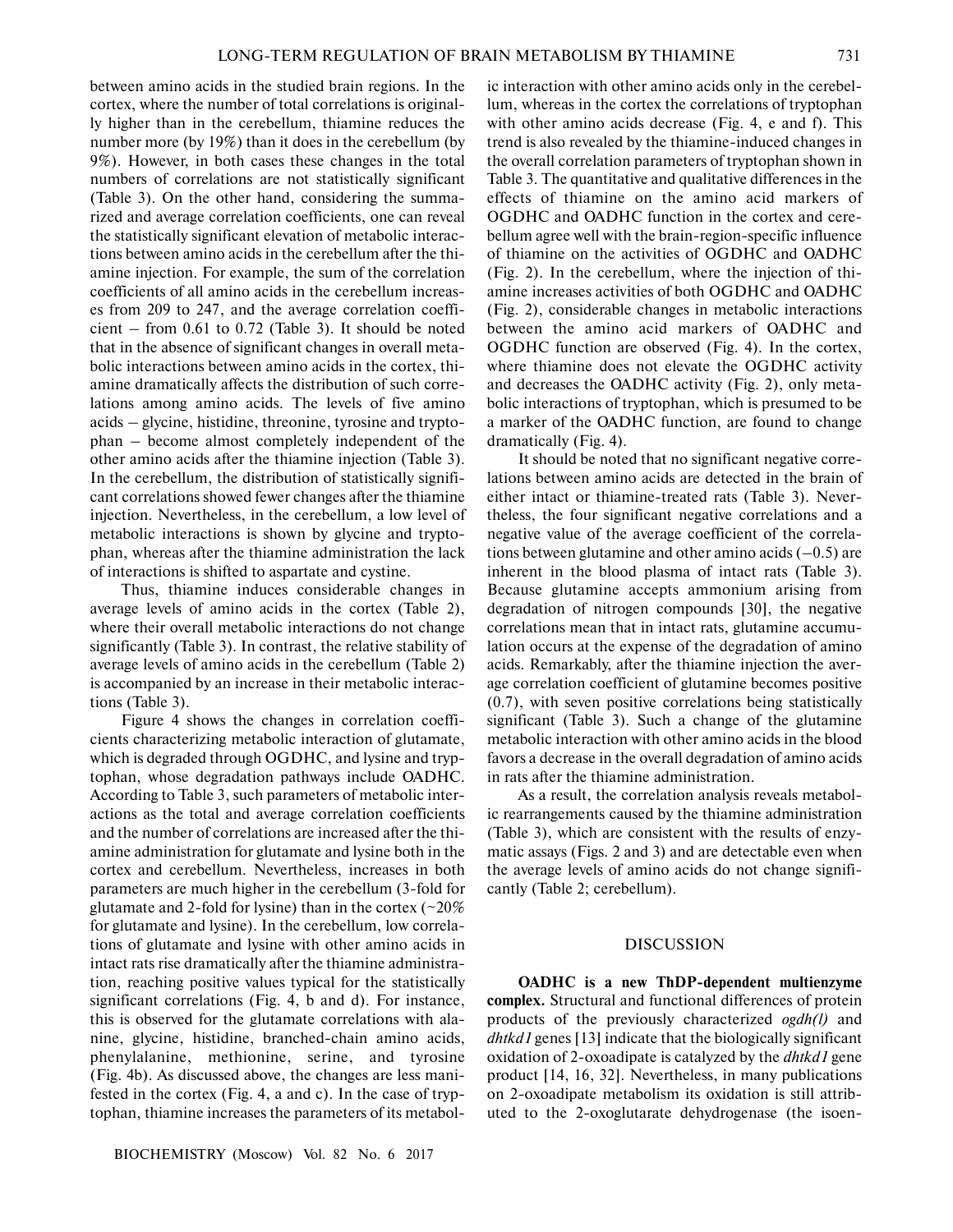between amino acids in the studied brain regions. In the cortex, where the number of total correlations is originally higher than in the cerebellum, thiamine reduces the number more (by 19%) than it does in the cerebellum (by 9%). However, in both cases these changes in the total numbers of correlations are not statistically significant (Table 3). On the other hand, considering the summarized and average correlation coefficients, one can reveal the statistically significant elevation of metabolic interactions between amino acids in the cerebellum after the thiamine injection. For example, the sum of the correlation coefficients of all amino acids in the cerebellum increases from 209 to 247, and the average correlation coefficient – from 0.61 to 0.72 (Table 3). It should be noted that in the absence of significant changes in overall metabolic interactions between amino acids in the cortex, thiamine dramatically affects the distribution of such correlations among amino acids. The levels of five amino acids – glycine, histidine, threonine, tyrosine and tryptophan – become almost completely independent of the other amino acids after the thiamine injection (Table 3). In the cerebellum, the distribution of statistically significant correlations showed fewer changes after the thiamine injection. Nevertheless, in the cerebellum, a low level of metabolic interactions is shown by glycine and tryptophan, whereas after the thiamine administration the lack of interactions is shifted to aspartate and cystine.

Thus, thiamine induces considerable changes in average levels of amino acids in the cortex (Table 2), where their overall metabolic interactions do not change significantly (Table 3). In contrast, the relative stability of average levels of amino acids in the cerebellum (Table 2) is accompanied by an increase in their metabolic interactions (Table 3).

Figure 4 shows the changes in correlation coefficients characterizing metabolic interaction of glutamate, which is degraded through OGDHC, and lysine and tryptophan, whose degradation pathways include OADHC. According to Table 3, such parameters of metabolic interactions as the total and average correlation coefficients and the number of correlations are increased after the thiamine administration for glutamate and lysine both in the cortex and cerebellum. Nevertheless, increases in both parameters are much higher in the cerebellum (3-fold for glutamate and 2-fold for lysine) than in the cortex (~20% for glutamate and lysine). In the cerebellum, low correlations of glutamate and lysine with other amino acids in intact rats rise dramatically after the thiamine administration, reaching positive values typical for the statistically significant correlations (Fig. 4, b and d). For instance, this is observed for the glutamate correlations with alanine, glycine, histidine, branched-chain amino acids, phenylalanine, methionine, serine, and tyrosine (Fig. 4b). As discussed above, the changes are less manifested in the cortex (Fig. 4, a and c). In the case of tryptophan, thiamine increases the parameters of its metabolic interaction with other amino acids only in the cerebellum, whereas in the cortex the correlations of tryptophan with other amino acids decrease (Fig. 4, e and f). This trend is also revealed by the thiamine-induced changes in the overall correlation parameters of tryptophan shown in Table 3. The quantitative and qualitative differences in the effects of thiamine on the amino acid markers of OGDHC and OADHC function in the cortex and cerebellum agree well with the brain-region-specific influence of thiamine on the activities of OGDHC and OADHC (Fig. 2). In the cerebellum, where the injection of thiamine increases activities of both OGDHC and OADHC (Fig. 2), considerable changes in metabolic interactions between the amino acid markers of OADHC and OGDHC function are observed (Fig. 4). In the cortex, where thiamine does not elevate the OGDHC activity and decreases the OADHC activity (Fig. 2), only metabolic interactions of tryptophan, which is presumed to be a marker of the OADHC function, are found to change dramatically (Fig. 4).

It should be noted that no significant negative correlations between amino acids are detected in the brain of either intact or thiamine-treated rats (Table 3). Nevertheless, the four significant negative correlations and a negative value of the average coefficient of the correlations between glutamine and other amino acids (–0.5) are inherent in the blood plasma of intact rats (Table 3). Because glutamine accepts ammonium arising from degradation of nitrogen compounds [30], the negative correlations mean that in intact rats, glutamine accumulation occurs at the expense of the degradation of amino acids. Remarkably, after the thiamine injection the average correlation coefficient of glutamine becomes positive (0.7), with seven positive correlations being statistically significant (Table 3). Such a change of the glutamine metabolic interaction with other amino acids in the blood favors a decrease in the overall degradation of amino acids in rats after the thiamine administration.

As a result, the correlation analysis reveals metabolic rearrangements caused by the thiamine administration (Table 3), which are consistent with the results of enzymatic assays (Figs. 2 and 3) and are detectable even when the average levels of amino acids do not change significantly (Table 2; cerebellum).

## DISCUSSION

**OADHC is a new ThDP-dependent multienzyme complex.** Structural and functional differences of protein products of the previously characterized *ogdh(l)* and *dhtkd1* genes [13] indicate that the biologically significant oxidation of 2-oxoadipate is catalyzed by the *dhtkd1* gene product [14, 16, 32]. Nevertheless, in many publications on 2-oxoadipate metabolism its oxidation is still attributed to the 2-oxoglutarate dehydrogenase (the isoen-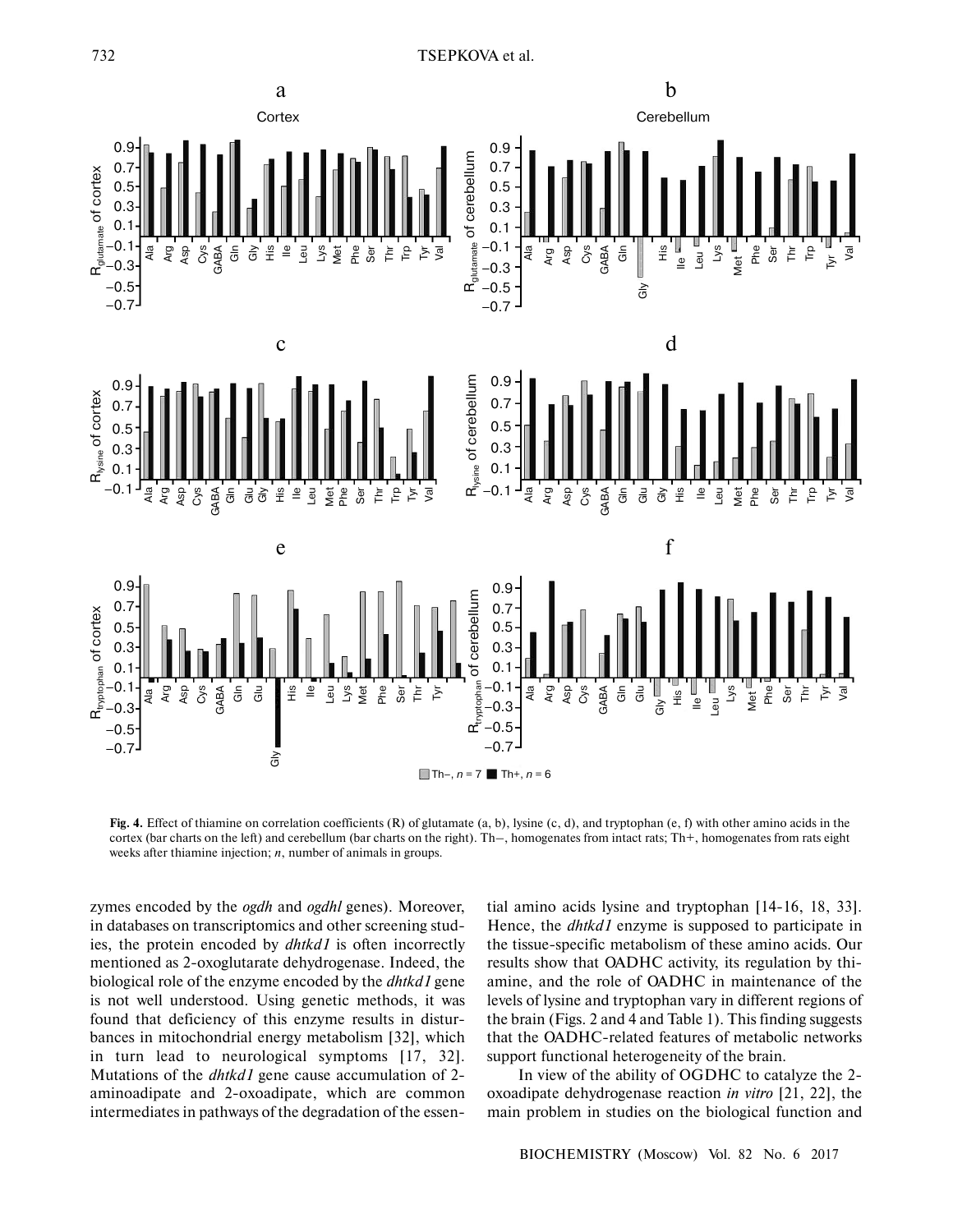**Fig. 4.** Effect of thiamine on correlation coefficients (R) of glutamate (a, b), lysine (c, d), and tryptophan (e, f) with other amino acids in the cortex (bar charts on the left) and cerebellum (bar charts on the right). Th−, homogenates from intact rats; Th+, homogenates from rats eight weeks after thiamine injection; *n*, number of animals in groups.

zymes encoded by the *ogdh* and *ogdhl* genes). Moreover, in databases on transcriptomics and other screening studies, the protein encoded by *dhtkd1* is often incorrectly mentioned as 2-oxoglutarate dehydrogenase. Indeed, the biological role of the enzyme encoded by the *dhtkd1* gene is not well understood. Using genetic methods, it was found that deficiency of this enzyme results in disturbances in mitochondrial energy metabolism [32], which in turn lead to neurological symptoms [17, 32]. Mutations of the *dhtkd1* gene cause accumulation of 2-aminoadipate and 2-oxoadipate, which are common intermediates in pathways of the degradation of the essential amino acids lysine and tryptophan [14-16, 18, 33]. Hence, the *dhtkd1* enzyme is supposed to participate in the tissue-specific metabolism of these amino acids. Our results show that OADHC activity, its regulation by thiamine, and the role of OADHC in maintenance of the levels of lysine and tryptophan vary in different regions of the brain (Figs. 2 and 4 and Table 1). This finding suggests that the OADHC-related features of metabolic networks support functional heterogeneity of the brain.

In view of the ability of OGDHC to catalyze the 2-oxoadipate dehydrogenase reaction *in vitro* [21, 22], the main problem in studies on the biological function and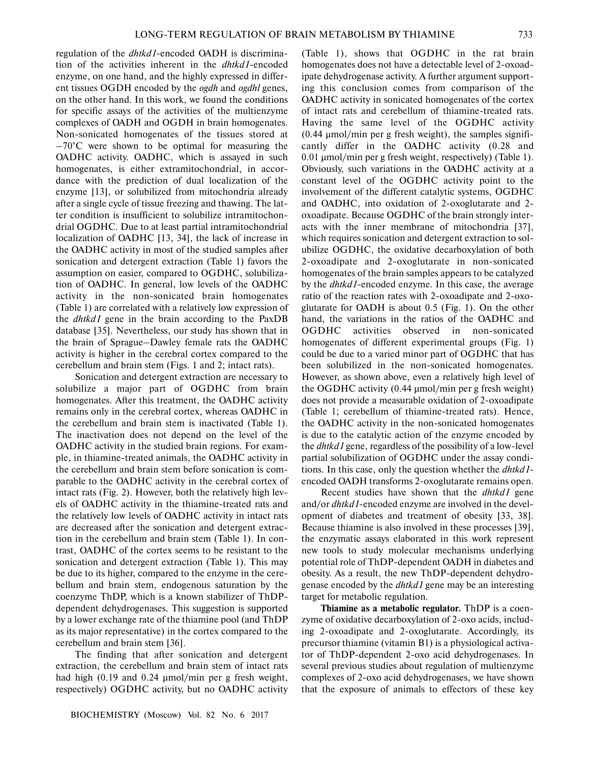regulation of the *dhtkd1*-encoded OADH is discrimination of the activities inherent in the *dhtkd1*-encoded enzyme, on one hand, and the highly expressed in different tissues OGDH encoded by the *ogdh* and *ogdhl* genes, on the other hand. In this work, we found the conditions for specific assays of the activities of the multienzyme complexes of OADH and OGDH in brain homogenates. Non-sonicated homogenates of the tissues stored at −70°C were shown to be optimal for measuring the OADHC activity. OADHC, which is assayed in such homogenates, is either extramitochondrial, in accordance with the prediction of dual localization of the enzyme [13], or solubilized from mitochondria already after a single cycle of tissue freezing and thawing. The latter condition is insufficient to solubilize intramitochondrial OGDHC. Due to at least partial intramitochondrial localization of OADHC [13, 34], the lack of increase in the OADHC activity in most of the studied samples after sonication and detergent extraction (Table 1) favors the assumption on easier, compared to OGDHC, solubilization of OADHC. In general, low levels of the OADHC activity in the non-sonicated brain homogenates (Table 1) are correlated with a relatively low expression of the *dhtkd1* gene in the brain according to the PaxDB database [35]. Nevertheless, our study has shown that in the brain of Sprague–Dawley female rats the OADHC activity is higher in the cerebral cortex compared to the cerebellum and brain stem (Figs. 1 and 2; intact rats).

Sonication and detergent extraction are necessary to solubilize a major part of OGDHC from brain homogenates. After this treatment, the OADHC activity remains only in the cerebral cortex, whereas OADHC in the cerebellum and brain stem is inactivated (Table 1). The inactivation does not depend on the level of the OADHC activity in the studied brain regions. For example, in thiamine-treated animals, the OADHC activity in the cerebellum and brain stem before sonication is comparable to the OADHC activity in the cerebral cortex of intact rats (Fig. 2). However, both the relatively high levels of OADHC activity in the thiamine-treated rats and the relatively low levels of OADHC activity in intact rats are decreased after the sonication and detergent extraction in the cerebellum and brain stem (Table 1). In contrast, OADHC of the cortex seems to be resistant to the sonication and detergent extraction (Table 1). This may be due to its higher, compared to the enzyme in the cerebellum and brain stem, endogenous saturation by the coenzyme ThDP, which is a known stabilizer of ThDP-dependent dehydrogenases. This suggestion is supported by a lower exchange rate of the thiamine pool (and ThDP as its major representative) in the cortex compared to the cerebellum and brain stem [36].

The finding that after sonication and detergent extraction, the cerebellum and brain stem of intact rats had high (0.19 and 0.24 μmol/min per g fresh weight, respectively) OGDHC activity, but no OADHC activity (Table 1), shows that OGDHC in the rat brain homogenates does not have a detectable level of 2-oxoadipate dehydrogenase activity. A further argument supporting this conclusion comes from comparison of the OADHC activity in sonicated homogenates of the cortex of intact rats and cerebellum of thiamine-treated rats. Having the same level of the OGDHC activity (0.44 μmol/min per g fresh weight), the samples significantly differ in the OADHC activity (0.28 and 0.01 μmol/min per g fresh weight, respectively) (Table 1). Obviously, such variations in the OADHC activity at a constant level of the OGDHC activity point to the involvement of the different catalytic systems, OGDHC and OADHC, into oxidation of 2-oxoglutarate and 2-oxoadipate. Because OGDHC of the brain strongly interacts with the inner membrane of mitochondria [37], which requires sonication and detergent extraction to solubilize OGDHC, the oxidative decarboxylation of both 2-oxoadipate and 2-oxoglutarate in non-sonicated homogenates of the brain samples appears to be catalyzed by the *dhtkd1*-encoded enzyme. In this case, the average ratio of the reaction rates with 2-oxoadipate and 2-oxoglutarate for OADH is about 0.5 (Fig. 1). On the other hand, the variations in the ratios of the OADHC and OGDHC activities observed in non-sonicated homogenates of different experimental groups (Fig. 1) could be due to a varied minor part of OGDHC that has been solubilized in the non-sonicated homogenates. However, as shown above, even a relatively high level of the OGDHC activity (0.44 μmol/min per g fresh weight) does not provide a measurable oxidation of 2-oxoadipate (Table 1; cerebellum of thiamine-treated rats). Hence, the OADHC activity in the non-sonicated homogenates is due to the catalytic action of the enzyme encoded by the *dhtkd1* gene, regardless of the possibility of a low-level partial solubilization of OGDHC under the assay conditions. In this case, only the question whether the *dhtkd1*-encoded OADH transforms 2-oxoglutarate remains open.

Recent studies have shown that the *dhtkd1* gene and/or *dhtkd1*-encoded enzyme are involved in the development of diabetes and treatment of obesity [33, 38]. Because thiamine is also involved in these processes [39], the enzymatic assays elaborated in this work represent new tools to study molecular mechanisms underlying potential role of ThDP-dependent OADH in diabetes and obesity. As a result, the new ThDP-dependent dehydrogenase encoded by the *dhtkd1* gene may be an interesting target for metabolic regulation.

**Thiamine as a metabolic regulator.** ThDP is a coenzyme of oxidative decarboxylation of 2-oxo acids, including 2-oxoadipate and 2-oxoglutarate. Accordingly, its precursor thiamine (vitamin B1) is a physiological activator of ThDP-dependent 2-oxo acid dehydrogenases. In several previous studies about regulation of multienzyme complexes of 2-oxo acid dehydrogenases, we have shown that the exposure of animals to effectors of these key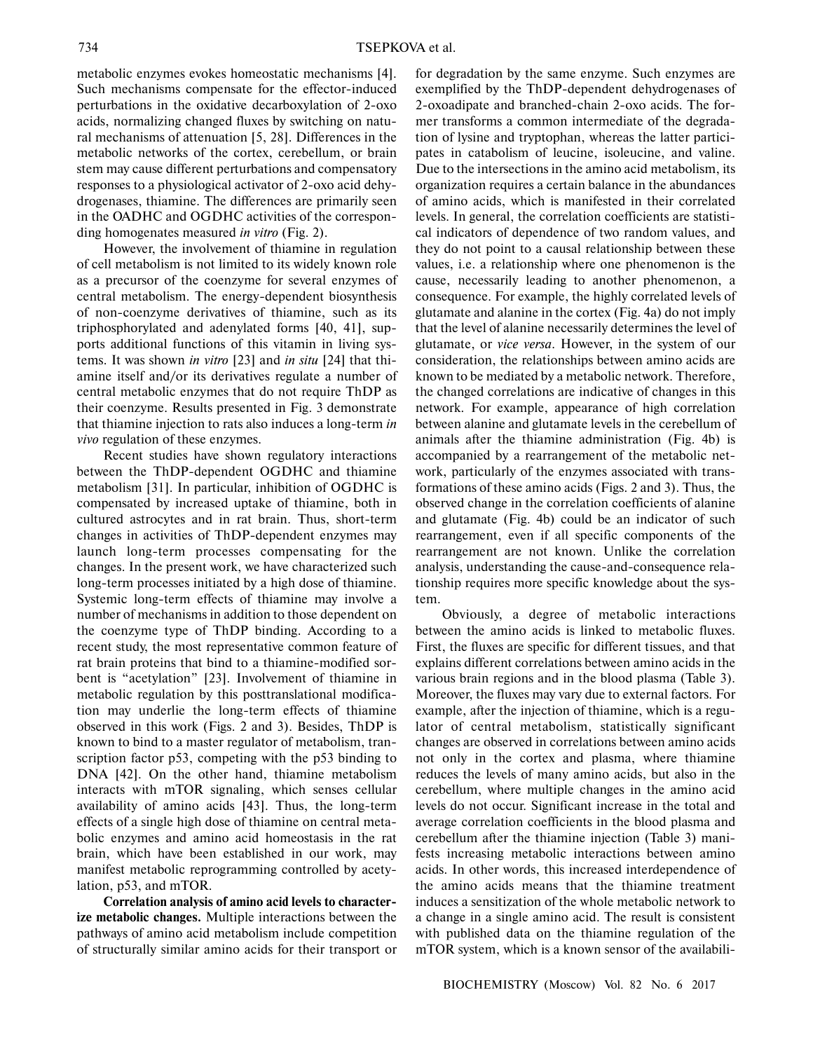metabolic enzymes evokes homeostatic mechanisms [4]. Such mechanisms compensate for the effector-induced perturbations in the oxidative decarboxylation of 2-oxo acids, normalizing changed fluxes by switching on natural mechanisms of attenuation [5, 28]. Differences in the metabolic networks of the cortex, cerebellum, or brain stem may cause different perturbations and compensatory responses to a physiological activator of 2-oxo acid dehydrogenases, thiamine. The differences are primarily seen in the OADHC and OGDHC activities of the corresponding homogenates measured *in vitro* (Fig. 2).

However, the involvement of thiamine in regulation of cell metabolism is not limited to its widely known role as a precursor of the coenzyme for several enzymes of central metabolism. The energy-dependent biosynthesis of non-coenzyme derivatives of thiamine, such as its triphosphorylated and adenylated forms [40, 41], supports additional functions of this vitamin in living systems. It was shown *in vitro* [23] and *in situ* [24] that thiamine itself and/or its derivatives regulate a number of central metabolic enzymes that do not require ThDP as their coenzyme. Results presented in Fig. 3 demonstrate that thiamine injection to rats also induces a long-term *in vivo* regulation of these enzymes.

Recent studies have shown regulatory interactions between the ThDP-dependent OGDHC and thiamine metabolism [31]. In particular, inhibition of OGDHC is compensated by increased uptake of thiamine, both in cultured astrocytes and in rat brain. Thus, short-term changes in activities of ThDP-dependent enzymes may launch long-term processes compensating for the changes. In the present work, we have characterized such long-term processes initiated by a high dose of thiamine. Systemic long-term effects of thiamine may involve a number of mechanisms in addition to those dependent on the coenzyme type of ThDP binding. According to a recent study, the most representative common feature of rat brain proteins that bind to a thiamine-modified sorbent is "acetylation" [23]. Involvement of thiamine in metabolic regulation by this posttranslational modification may underlie the long-term effects of thiamine observed in this work (Figs. 2 and 3). Besides, ThDP is known to bind to a master regulator of metabolism, transcription factor p53, competing with the p53 binding to DNA [42]. On the other hand, thiamine metabolism interacts with mTOR signaling, which senses cellular availability of amino acids [43]. Thus, the long-term effects of a single high dose of thiamine on central metabolic enzymes and amino acid homeostasis in the rat brain, which have been established in our work, may manifest metabolic reprogramming controlled by acetylation, p53, and mTOR.

**Correlation analysis of amino acid levels to characterize metabolic changes.** Multiple interactions between the pathways of amino acid metabolism include competition of structurally similar amino acids for their transport or for degradation by the same enzyme. Such enzymes are exemplified by the ThDP-dependent dehydrogenases of 2-oxoadipate and branched-chain 2-oxo acids. The former transforms a common intermediate of the degradation of lysine and tryptophan, whereas the latter participates in catabolism of leucine, isoleucine, and valine. Due to the intersections in the amino acid metabolism, its organization requires a certain balance in the abundances of amino acids, which is manifested in their correlated levels. In general, the correlation coefficients are statistical indicators of dependence of two random values, and they do not point to a causal relationship between these values, i.e. a relationship where one phenomenon is the cause, necessarily leading to another phenomenon, a consequence. For example, the highly correlated levels of glutamate and alanine in the cortex (Fig. 4a) do not imply that the level of alanine necessarily determines the level of glutamate, or *vice versa*. However, in the system of our consideration, the relationships between amino acids are known to be mediated by a metabolic network. Therefore, the changed correlations are indicative of changes in this network. For example, appearance of high correlation between alanine and glutamate levels in the cerebellum of animals after the thiamine administration (Fig. 4b) is accompanied by a rearrangement of the metabolic network, particularly of the enzymes associated with transformations of these amino acids (Figs. 2 and 3). Thus, the observed change in the correlation coefficients of alanine and glutamate (Fig. 4b) could be an indicator of such rearrangement, even if all specific components of the rearrangement are not known. Unlike the correlation analysis, understanding the cause-and-consequence relationship requires more specific knowledge about the system.

Obviously, a degree of metabolic interactions between the amino acids is linked to metabolic fluxes. First, the fluxes are specific for different tissues, and that explains different correlations between amino acids in the various brain regions and in the blood plasma (Table 3). Moreover, the fluxes may vary due to external factors. For example, after the injection of thiamine, which is a regulator of central metabolism, statistically significant changes are observed in correlations between amino acids not only in the cortex and plasma, where thiamine reduces the levels of many amino acids, but also in the cerebellum, where multiple changes in the amino acid levels do not occur. Significant increase in the total and average correlation coefficients in the blood plasma and cerebellum after the thiamine injection (Table 3) manifests increasing metabolic interactions between amino acids. In other words, this increased interdependence of the amino acids means that the thiamine treatment induces a sensitization of the whole metabolic network to a change in a single amino acid. The result is consistent with published data on the thiamine regulation of the mTOR system, which is a known sensor of the availabili-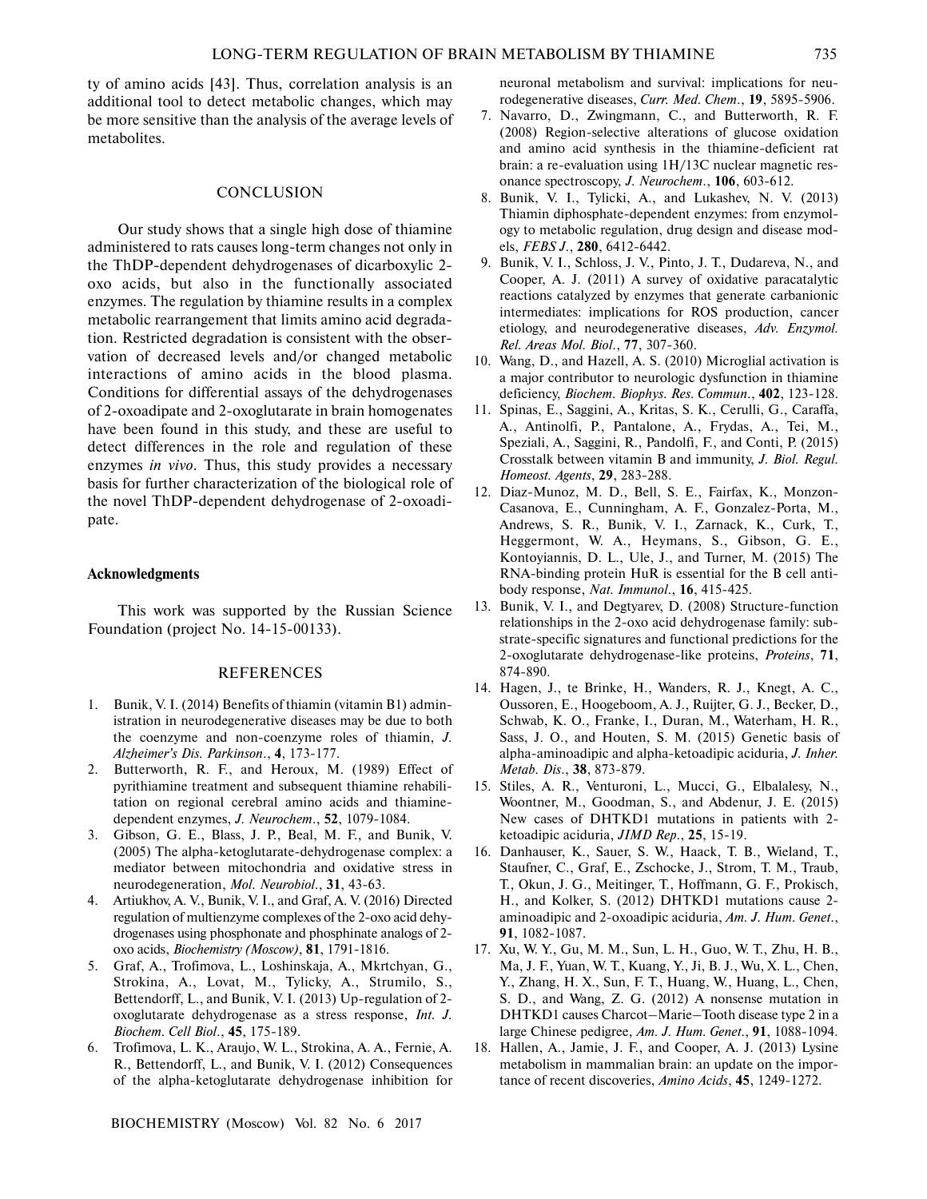ty of amino acids [43]. Thus, correlation analysis is an additional tool to detect metabolic changes, which may be more sensitive than the analysis of the average levels of metabolites.

## CONCLUSION

Our study shows that a single high dose of thiamine administered to rats causes long-term changes not only in the ThDP-dependent dehydrogenases of dicarboxylic 2-oxo acids, but also in the functionally associated enzymes. The regulation by thiamine results in a complex metabolic rearrangement that limits amino acid degradation. Restricted degradation is consistent with the observation of decreased levels and/or changed metabolic interactions of amino acids in the blood plasma. Conditions for differential assays of the dehydrogenases of 2-oxoadipate and 2-oxoglutarate in brain homogenates have been found in this study, and these are useful to detect differences in the role and regulation of these enzymes *in vivo*. Thus, this study provides a necessary basis for further characterization of the biological role of the novel ThDP-dependent dehydrogenase of 2-oxoadipate.

**Acknowledgments**

This work was supported by the Russian Science Foundation (project No. 14-15-00133).

## REFERENCES

1. Bunik, V. I. (2014) Benefits of thiamin (vitamin B1) administration in neurodegenerative diseases may be due to both the coenzyme and non-coenzyme roles of thiamin, *J. Alzheimer's Dis. Parkinson.*, **4**, 173-177.
2. Butterworth, R. F., and Heroux, M. (1989) Effect of pyrithiamine treatment and subsequent thiamine rehabilitation on regional cerebral amino acids and thiamine-dependent enzymes, *J. Neurochem.*, **52**, 1079-1084.
3. Gibson, G. E., Blass, J. P., Beal, M. F., and Bunik, V. (2005) The alpha-ketoglutarate-dehydrogenase complex: a mediator between mitochondria and oxidative stress in neurodegeneration, *Mol. Neurobiol.*, **31**, 43-63.
4. Artiukhov, A. V., Bunik, V. I., and Graf, A. V. (2016) Directed regulation of multienzyme complexes of the 2-oxo acid dehydrogenases using phosphonate and phosphinate analogs of 2-oxo acids, *Biochemistry (Moscow)*, **81**, 1791-1816.
5. Graf, A., Trofimova, L., Loshinskaja, A., Mkrtchyan, G., Strokina, A., Lovat, M., Tylicky, A., Strumilo, S., Bettendorff, L., and Bunik, V. I. (2013) Up-regulation of 2-oxoglutarate dehydrogenase as a stress response, *Int. J. Biochem. Cell Biol.*, **45**, 175-189.
6. Trofimova, L. K., Araujo, W. L., Strokina, A. A., Fernie, A. R., Bettendorff, L., and Bunik, V. I. (2012) Consequences of the alpha-ketoglutarate dehydrogenase inhibition for neuronal metabolism and survival: implications for neurodegenerative diseases, *Curr. Med. Chem.*, **19**, 5895-5906.
7. Navarro, D., Zwingmann, C., and Butterworth, R. F. (2008) Region-selective alterations of glucose oxidation and amino acid synthesis in the thiamine-deficient rat brain: a re-evaluation using 1H/13C nuclear magnetic resonance spectroscopy, *J. Neurochem.*, **106**, 603-612.
8. Bunik, V. I., Tylicki, A., and Lukashev, N. V. (2013) Thiamin diphosphate-dependent enzymes: from enzymology to metabolic regulation, drug design and disease models, *FEBS J.*, **280**, 6412-6442.
9. Bunik, V. I., Schloss, J. V., Pinto, J. T., Dudareva, N., and Cooper, A. J. (2011) A survey of oxidative paracatalytic reactions catalyzed by enzymes that generate carbanionic intermediates: implications for ROS production, cancer etiology, and neurodegenerative diseases, *Adv. Enzymol. Rel. Areas Mol. Biol.*, **77**, 307-360.
10. Wang, D., and Hazell, A. S. (2010) Microglial activation is a major contributor to neurologic dysfunction in thiamine deficiency, *Biochem. Biophys. Res. Commun.*, **402**, 123-128.
11. Spinas, E., Saggini, A., Kritas, S. K., Cerulli, G., Caraffa, A., Antinolfi, P., Pantalone, A., Frydas, A., Tei, M., Speziali, A., Saggini, R., Pandolfi, F., and Conti, P. (2015) Crosstalk between vitamin B and immunity, *J. Biol. Regul. Homeost. Agents*, **29**, 283-288.
12. Diaz-Munoz, M. D., Bell, S. E., Fairfax, K., Monzon-Casanova, E., Cunningham, A. F., Gonzalez-Porta, M., Andrews, S. R., Bunik, V. I., Zarnack, K., Curk, T., Heggermont, W. A., Heymans, S., Gibson, G. E., Kontoyiannis, D. L., Ule, J., and Turner, M. (2015) The RNA-binding protein HuR is essential for the B cell antibody response, *Nat. Immunol.*, **16**, 415-425.
13. Bunik, V. I., and Degtyarev, D. (2008) Structure-function relationships in the 2-oxo acid dehydrogenase family: substrate-specific signatures and functional predictions for the 2-oxoglutarate dehydrogenase-like proteins, *Proteins*, **71**, 874-890.
14. Hagen, J., te Brinke, H., Wanders, R. J., Knegt, A. C., Oussoren, E., Hoogeboom, A. J., Ruijter, G. J., Becker, D., Schwab, K. O., Franke, I., Duran, M., Waterham, H. R., Sass, J. O., and Houten, S. M. (2015) Genetic basis of alpha-aminoadipic and alpha-ketoadipic aciduria, *J. Inher. Metab. Dis.*, **38**, 873-879.
15. Stiles, A. R., Venturoni, L., Mucci, G., Elbalalesy, N., Woontner, M., Goodman, S., and Abdenur, J. E. (2015) New cases of DHTKD1 mutations in patients with 2-ketoadipic aciduria, *JIMD Rep.*, **25**, 15-19.
16. Danhauser, K., Sauer, S. W., Haack, T. B., Wieland, T., Staufner, C., Graf, E., Zschocke, J., Strom, T. M., Traub, T., Okun, J. G., Meitinger, T., Hoffmann, G. F., Prokisch, H., and Kolker, S. (2012) DHTKD1 mutations cause 2-aminoadipic and 2-oxoadipic aciduria, *Am. J. Hum. Genet.*, **91**, 1082-1087.
17. Xu, W. Y., Gu, M. M., Sun, L. H., Guo, W. T., Zhu, H. B., Ma, J. F., Yuan, W. T., Kuang, Y., Ji, B. J., Wu, X. L., Chen, Y., Zhang, H. X., Sun, F. T., Huang, W., Huang, L., Chen, S. D., and Wang, Z. G. (2012) A nonsense mutation in DHTKD1 causes Charcot–Marie–Tooth disease type 2 in a large Chinese pedigree, *Am. J. Hum. Genet.*, **91**, 1088-1094.
18. Hallen, A., Jamie, J. F., and Cooper, A. J. (2013) Lysine metabolism in mammalian brain: an update on the importance of recent discoveries, *Amino Acids*, **45**, 1249-1272.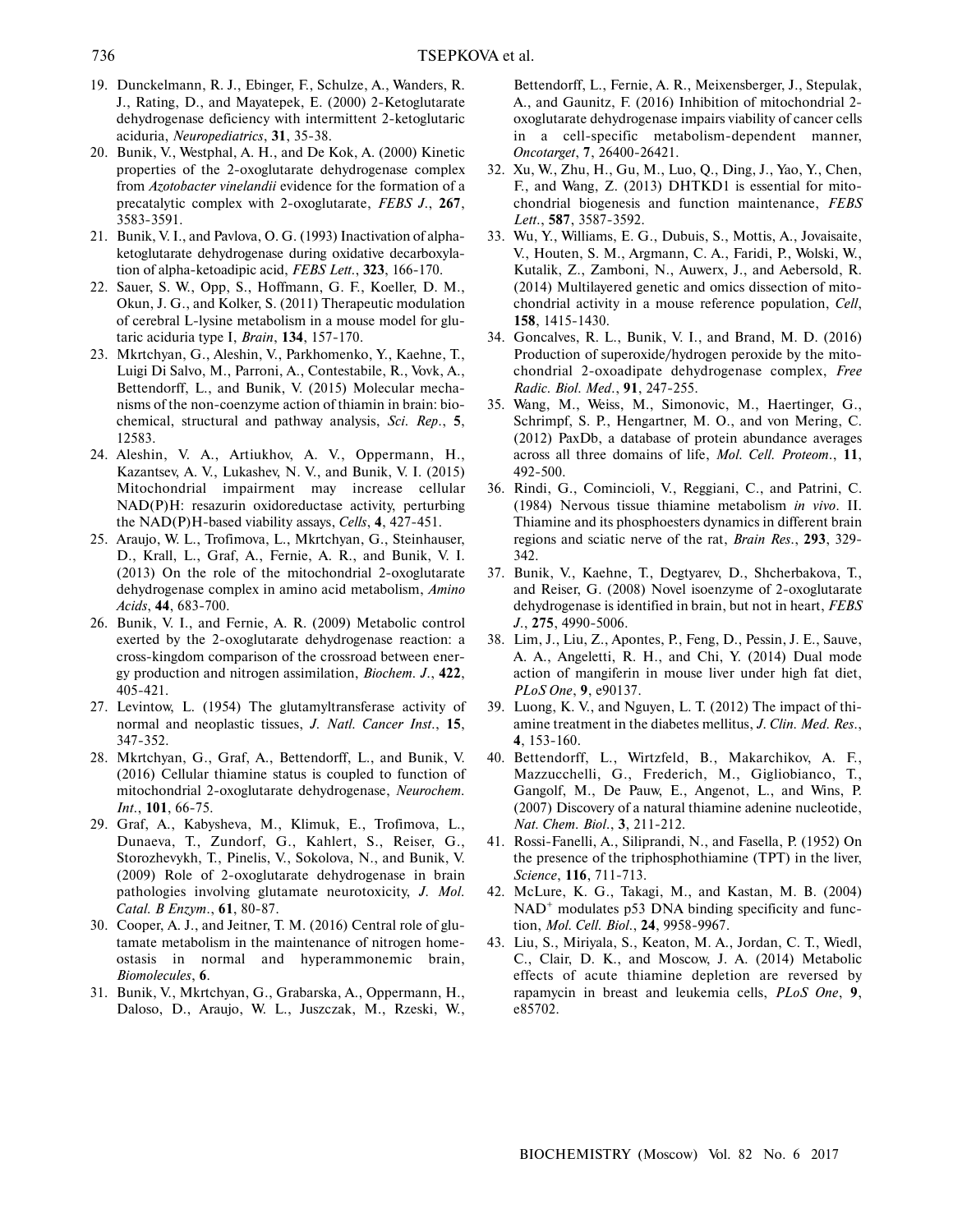19. Dunckelmann, R. J., Ebinger, F., Schulze, A., Wanders, R. J., Rating, D., and Mayatepek, E. (2000) 2-Ketoglutarate dehydrogenase deficiency with intermittent 2-ketoglutaric aciduria, *Neuropediatrics*, **31**, 35-38.
20. Bunik, V., Westphal, A. H., and De Kok, A. (2000) Kinetic properties of the 2-oxoglutarate dehydrogenase complex from *Azotobacter vinelandii* evidence for the formation of a precatalytic complex with 2-oxoglutarate, *FEBS J*., **267**, 3583-3591.
21. Bunik, V. I., and Pavlova, O. G. (1993) Inactivation of alpha-ketoglutarate dehydrogenase during oxidative decarboxylation of alpha-ketoadipic acid, *FEBS Lett*., **323**, 166-170.
22. Sauer, S. W., Opp, S., Hoffmann, G. F., Koeller, D. M., Okun, J. G., and Kolker, S. (2011) Therapeutic modulation of cerebral L-lysine metabolism in a mouse model for glutaric aciduria type I, *Brain*, **134**, 157-170.
23. Mkrtchyan, G., Aleshin, V., Parkhomenko, Y., Kaehne, T., Luigi Di Salvo, M., Parroni, A., Contestabile, R., Vovk, A., Bettendorff, L., and Bunik, V. (2015) Molecular mechanisms of the non-coenzyme action of thiamin in brain: biochemical, structural and pathway analysis, *Sci. Rep*., **5**, 12583.
24. Aleshin, V. A., Artiukhov, A. V., Oppermann, H., Kazantsev, A. V., Lukashev, N. V., and Bunik, V. I. (2015) Mitochondrial impairment may increase cellular NAD(P)H: resazurin oxidoreductase activity, perturbing the NAD(P)H-based viability assays, *Cells*, **4**, 427-451.
25. Araujo, W. L., Trofimova, L., Mkrtchyan, G., Steinhauser, D., Krall, L., Graf, A., Fernie, A. R., and Bunik, V. I. (2013) On the role of the mitochondrial 2-oxoglutarate dehydrogenase complex in amino acid metabolism, *Amino Acids*, **44**, 683-700.
26. Bunik, V. I., and Fernie, A. R. (2009) Metabolic control exerted by the 2-oxoglutarate dehydrogenase reaction: a cross-kingdom comparison of the crossroad between energy production and nitrogen assimilation, *Biochem. J*., **422**, 405-421.
27. Levintow, L. (1954) The glutamyltransferase activity of normal and neoplastic tissues, *J. Natl. Cancer Inst*., **15**, 347-352.
28. Mkrtchyan, G., Graf, A., Bettendorff, L., and Bunik, V. (2016) Cellular thiamine status is coupled to function of mitochondrial 2-oxoglutarate dehydrogenase, *Neurochem. Int*., **101**, 66-75.
29. Graf, A., Kabysheva, M., Klimuk, E., Trofimova, L., Dunaeva, T., Zundorf, G., Kahlert, S., Reiser, G., Storozhevykh, T., Pinelis, V., Sokolova, N., and Bunik, V. (2009) Role of 2-oxoglutarate dehydrogenase in brain pathologies involving glutamate neurotoxicity, *J. Mol. Catal. B Enzym*., **61**, 80-87.
30. Cooper, A. J., and Jeitner, T. M. (2016) Central role of glutamate metabolism in the maintenance of nitrogen homeostasis in normal and hyperammonemic brain, *Biomolecules*, **6**.
31. Bunik, V., Mkrtchyan, G., Grabarska, A., Oppermann, H., Daloso, D., Araujo, W. L., Juszczak, M., Rzeski, W., Bettendorff, L., Fernie, A. R., Meixensberger, J., Stepulak, A., and Gaunitz, F. (2016) Inhibition of mitochondrial 2-oxoglutarate dehydrogenase impairs viability of cancer cells in a cell-specific metabolism-dependent manner, *Oncotarget*, **7**, 26400-26421.
32. Xu, W., Zhu, H., Gu, M., Luo, Q., Ding, J., Yao, Y., Chen, F., and Wang, Z. (2013) DHTKD1 is essential for mitochondrial biogenesis and function maintenance, *FEBS Lett*., **587**, 3587-3592.
33. Wu, Y., Williams, E. G., Dubuis, S., Mottis, A., Jovaisaite, V., Houten, S. M., Argmann, C. A., Faridi, P., Wolski, W., Kutalik, Z., Zamboni, N., Auwerx, J., and Aebersold, R. (2014) Multilayered genetic and omics dissection of mitochondrial activity in a mouse reference population, *Cell*, **158**, 1415-1430.
34. Goncalves, R. L., Bunik, V. I., and Brand, M. D. (2016) Production of superoxide/hydrogen peroxide by the mitochondrial 2-oxoadipate dehydrogenase complex, *Free Radic. Biol. Med*., **91**, 247-255.
35. Wang, M., Weiss, M., Simonovic, M., Haertinger, G., Schrimpf, S. P., Hengartner, M. O., and von Mering, C. (2012) PaxDb, a database of protein abundance averages across all three domains of life, *Mol. Cell. Proteom*., **11**, 492-500.
36. Rindi, G., Comincioli, V., Reggiani, C., and Patrini, C. (1984) Nervous tissue thiamine metabolism *in vivo*. II. Thiamine and its phosphoesters dynamics in different brain regions and sciatic nerve of the rat, *Brain Res*., **293**, 329-342.
37. Bunik, V., Kaehne, T., Degtyarev, D., Shcherbakova, T., and Reiser, G. (2008) Novel isoenzyme of 2-oxoglutarate dehydrogenase is identified in brain, but not in heart, *FEBS J*., **275**, 4990-5006.
38. Lim, J., Liu, Z., Apontes, P., Feng, D., Pessin, J. E., Sauve, A. A., Angeletti, R. H., and Chi, Y. (2014) Dual mode action of mangiferin in mouse liver under high fat diet, *PLoS One*, **9**, e90137.
39. Luong, K. V., and Nguyen, L. T. (2012) The impact of thiamine treatment in the diabetes mellitus, *J. Clin. Med. Res*., **4**, 153-160.
40. Bettendorff, L., Wirtzfeld, B., Makarchikov, A. F., Mazzucchelli, G., Frederich, M., Gigliobianco, T., Gangolf, M., De Pauw, E., Angenot, L., and Wins, P. (2007) Discovery of a natural thiamine adenine nucleotide, *Nat. Chem. Biol*., **3**, 211-212.
41. Rossi-Fanelli, A., Siliprandi, N., and Fasella, P. (1952) On the presence of the triphosphothiamine (TPT) in the liver, *Science*, **116**, 711-713.
42. McLure, K. G., Takagi, M., and Kastan, M. B. (2004) $NAD^+$ modulates p53 DNA binding specificity and function, *Mol. Cell. Biol*., **24**, 9958-9967.
43. Liu, S., Miriyala, S., Keaton, M. A., Jordan, C. T., Wiedl, C., Clair, D. K., and Moscow, J. A. (2014) Metabolic effects of acute thiamine depletion are reversed by rapamycin in breast and leukemia cells, *PLoS One*, **9**, e85702.